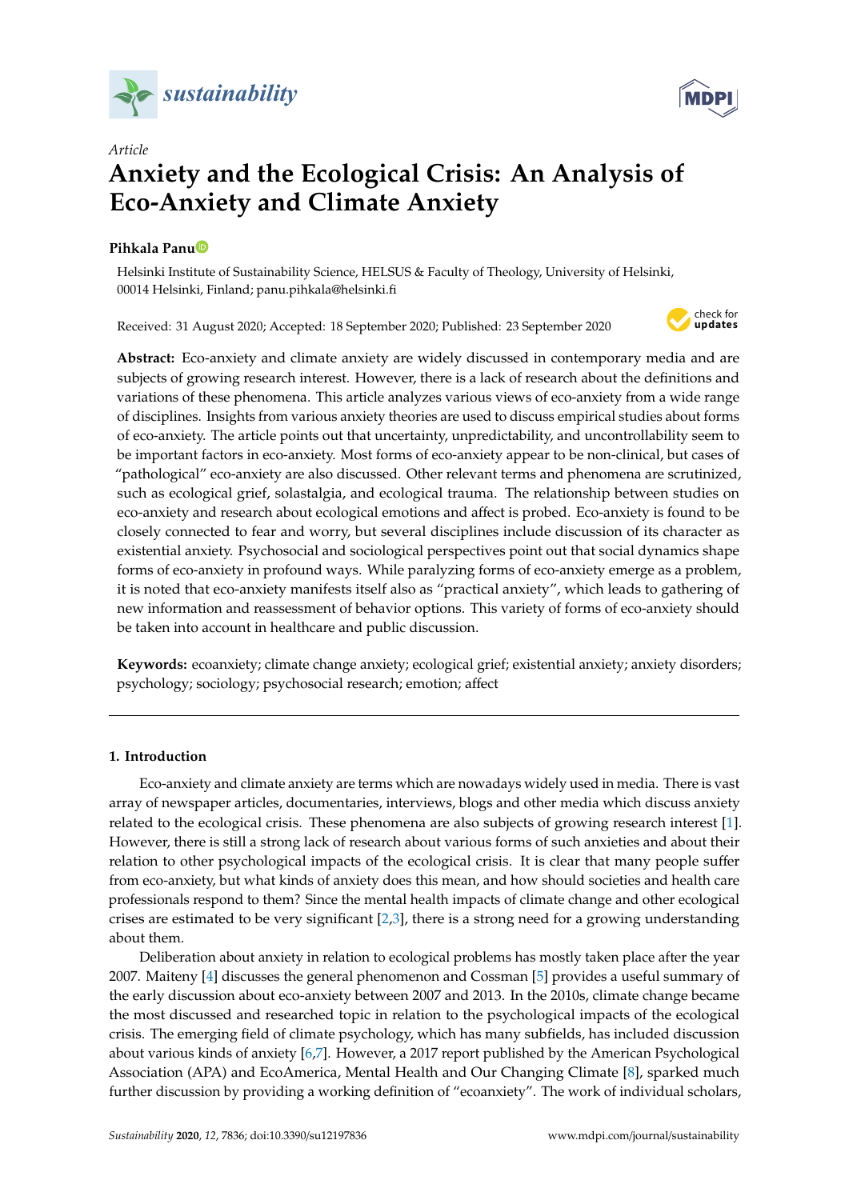*sustainability*

MDPI

*Article*

# Anxiety and the Ecological Crisis: An Analysis of Eco-Anxiety and Climate Anxiety

**Pihkala Panu**

Helsinki Institute of Sustainability Science, HELSUS & Faculty of Theology, University of Helsinki, 00014 Helsinki, Finland; panu.pihkala@helsinki.fi

Received: 31 August 2020; Accepted: 18 September 2020; Published: 23 September 2020

**Abstract:** Eco-anxiety and climate anxiety are widely discussed in contemporary media and are subjects of growing research interest. However, there is a lack of research about the definitions and variations of these phenomena. This article analyzes various views of eco-anxiety from a wide range of disciplines. Insights from various anxiety theories are used to discuss empirical studies about forms of eco-anxiety. The article points out that uncertainty, unpredictability, and uncontrollability seem to be important factors in eco-anxiety. Most forms of eco-anxiety appear to be non-clinical, but cases of "pathological" eco-anxiety are also discussed. Other relevant terms and phenomena are scrutinized, such as ecological grief, solastalgia, and ecological trauma. The relationship between studies on eco-anxiety and research about ecological emotions and affect is probed. Eco-anxiety is found to be closely connected to fear and worry, but several disciplines include discussion of its character as existential anxiety. Psychosocial and sociological perspectives point out that social dynamics shape forms of eco-anxiety in profound ways. While paralyzing forms of eco-anxiety emerge as a problem, it is noted that eco-anxiety manifests itself also as "practical anxiety", which leads to gathering of new information and reassessment of behavior options. This variety of forms of eco-anxiety should be taken into account in healthcare and public discussion.

**Keywords:** ecoanxiety; climate change anxiety; ecological grief; existential anxiety; anxiety disorders; psychology; sociology; psychosocial research; emotion; affect

## 1. Introduction

Eco-anxiety and climate anxiety are terms which are nowadays widely used in media. There is vast array of newspaper articles, documentaries, interviews, blogs and other media which discuss anxiety related to the ecological crisis. These phenomena are also subjects of growing research interest [1]. However, there is still a strong lack of research about various forms of such anxieties and about their relation to other psychological impacts of the ecological crisis. It is clear that many people suffer from eco-anxiety, but what kinds of anxiety does this mean, and how should societies and health care professionals respond to them? Since the mental health impacts of climate change and other ecological crises are estimated to be very significant [2,3], there is a strong need for a growing understanding about them.

Deliberation about anxiety in relation to ecological problems has mostly taken place after the year 2007. Maiteny [4] discusses the general phenomenon and Cossman [5] provides a useful summary of the early discussion about eco-anxiety between 2007 and 2013. In the 2010s, climate change became the most discussed and researched topic in relation to the psychological impacts of the ecological crisis. The emerging field of climate psychology, which has many subfields, has included discussion about various kinds of anxiety [6,7]. However, a 2017 report published by the American Psychological Association (APA) and EcoAmerica, Mental Health and Our Changing Climate [8], sparked much further discussion by providing a working definition of "ecoanxiety". The work of individual scholars,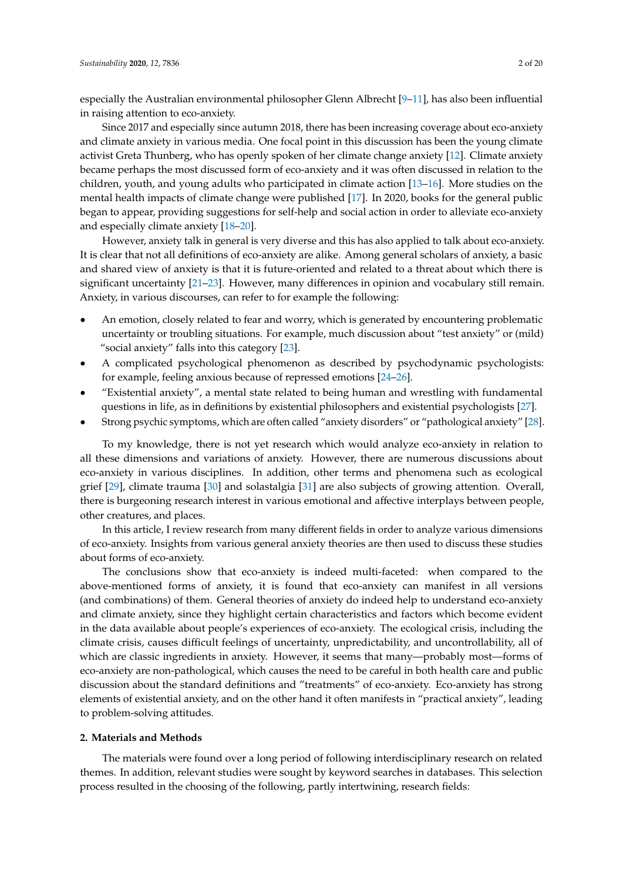especially the Australian environmental philosopher Glenn Albrecht [9–11], has also been influential in raising attention to eco-anxiety.

Since 2017 and especially since autumn 2018, there has been increasing coverage about eco-anxiety and climate anxiety in various media. One focal point in this discussion has been the young climate activist Greta Thunberg, who has openly spoken of her climate change anxiety [12]. Climate anxiety became perhaps the most discussed form of eco-anxiety and it was often discussed in relation to the children, youth, and young adults who participated in climate action [13–16]. More studies on the mental health impacts of climate change were published [17]. In 2020, books for the general public began to appear, providing suggestions for self-help and social action in order to alleviate eco-anxiety and especially climate anxiety [18–20].

However, anxiety talk in general is very diverse and this has also applied to talk about eco-anxiety. It is clear that not all definitions of eco-anxiety are alike. Among general scholars of anxiety, a basic and shared view of anxiety is that it is future-oriented and related to a threat about which there is significant uncertainty [21–23]. However, many differences in opinion and vocabulary still remain. Anxiety, in various discourses, can refer to for example the following:

- An emotion, closely related to fear and worry, which is generated by encountering problematic uncertainty or troubling situations. For example, much discussion about "test anxiety" or (mild) "social anxiety" falls into this category [23].
- A complicated psychological phenomenon as described by psychodynamic psychologists: for example, feeling anxious because of repressed emotions [24–26].
- "Existential anxiety", a mental state related to being human and wrestling with fundamental questions in life, as in definitions by existential philosophers and existential psychologists [27].
- Strong psychic symptoms, which are often called "anxiety disorders" or "pathological anxiety" [28].

To my knowledge, there is not yet research which would analyze eco-anxiety in relation to all these dimensions and variations of anxiety. However, there are numerous discussions about eco-anxiety in various disciplines. In addition, other terms and phenomena such as ecological grief [29], climate trauma [30] and solastalgia [31] are also subjects of growing attention. Overall, there is burgeoning research interest in various emotional and affective interplays between people, other creatures, and places.

In this article, I review research from many different fields in order to analyze various dimensions of eco-anxiety. Insights from various general anxiety theories are then used to discuss these studies about forms of eco-anxiety.

The conclusions show that eco-anxiety is indeed multi-faceted: when compared to the above-mentioned forms of anxiety, it is found that eco-anxiety can manifest in all versions (and combinations) of them. General theories of anxiety do indeed help to understand eco-anxiety and climate anxiety, since they highlight certain characteristics and factors which become evident in the data available about people's experiences of eco-anxiety. The ecological crisis, including the climate crisis, causes difficult feelings of uncertainty, unpredictability, and uncontrollability, all of which are classic ingredients in anxiety. However, it seems that many—probably most—forms of eco-anxiety are non-pathological, which causes the need to be careful in both health care and public discussion about the standard definitions and "treatments" of eco-anxiety. Eco-anxiety has strong elements of existential anxiety, and on the other hand it often manifests in "practical anxiety", leading to problem-solving attitudes.

## 2. Materials and Methods

The materials were found over a long period of following interdisciplinary research on related themes. In addition, relevant studies were sought by keyword searches in databases. This selection process resulted in the choosing of the following, partly intertwining, research fields: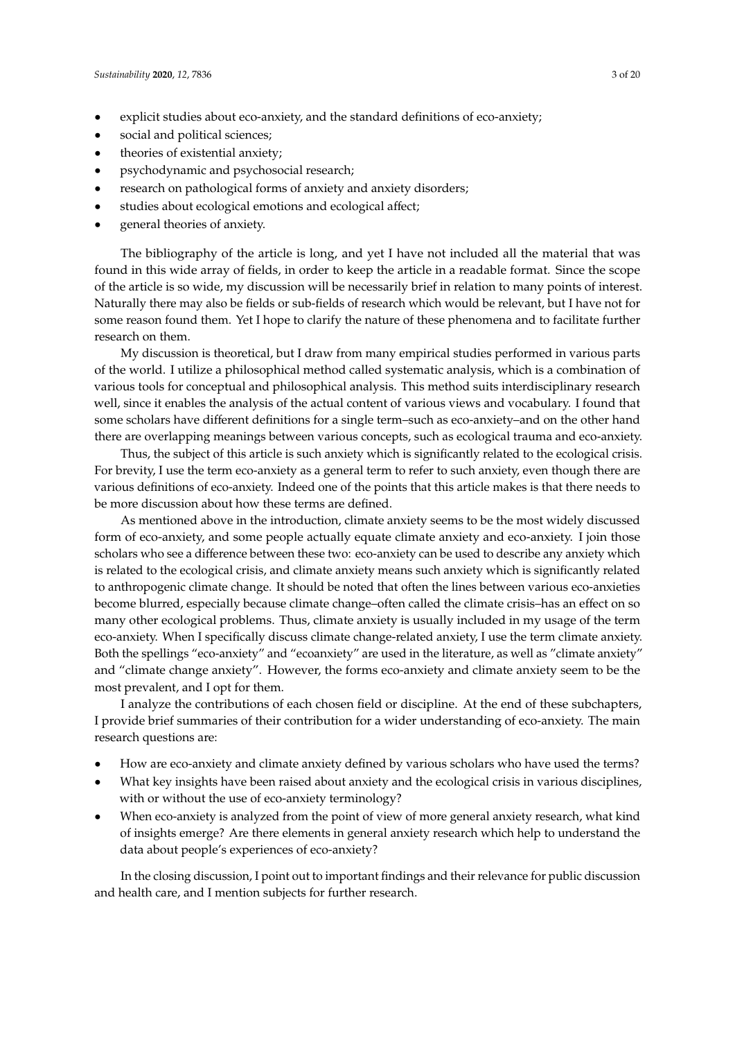- explicit studies about eco-anxiety, and the standard definitions of eco-anxiety;
- social and political sciences;
- theories of existential anxiety;
- psychodynamic and psychosocial research;
- research on pathological forms of anxiety and anxiety disorders;
- studies about ecological emotions and ecological affect;
- general theories of anxiety.

The bibliography of the article is long, and yet I have not included all the material that was found in this wide array of fields, in order to keep the article in a readable format. Since the scope of the article is so wide, my discussion will be necessarily brief in relation to many points of interest. Naturally there may also be fields or sub-fields of research which would be relevant, but I have not for some reason found them. Yet I hope to clarify the nature of these phenomena and to facilitate further research on them.

My discussion is theoretical, but I draw from many empirical studies performed in various parts of the world. I utilize a philosophical method called systematic analysis, which is a combination of various tools for conceptual and philosophical analysis. This method suits interdisciplinary research well, since it enables the analysis of the actual content of various views and vocabulary. I found that some scholars have different definitions for a single term–such as eco-anxiety–and on the other hand there are overlapping meanings between various concepts, such as ecological trauma and eco-anxiety.

Thus, the subject of this article is such anxiety which is significantly related to the ecological crisis. For brevity, I use the term eco-anxiety as a general term to refer to such anxiety, even though there are various definitions of eco-anxiety. Indeed one of the points that this article makes is that there needs to be more discussion about how these terms are defined.

As mentioned above in the introduction, climate anxiety seems to be the most widely discussed form of eco-anxiety, and some people actually equate climate anxiety and eco-anxiety. I join those scholars who see a difference between these two: eco-anxiety can be used to describe any anxiety which is related to the ecological crisis, and climate anxiety means such anxiety which is significantly related to anthropogenic climate change. It should be noted that often the lines between various eco-anxieties become blurred, especially because climate change–often called the climate crisis–has an effect on so many other ecological problems. Thus, climate anxiety is usually included in my usage of the term eco-anxiety. When I specifically discuss climate change-related anxiety, I use the term climate anxiety. Both the spellings "eco-anxiety" and "ecoanxiety" are used in the literature, as well as "climate anxiety" and "climate change anxiety". However, the forms eco-anxiety and climate anxiety seem to be the most prevalent, and I opt for them.

I analyze the contributions of each chosen field or discipline. At the end of these subchapters, I provide brief summaries of their contribution for a wider understanding of eco-anxiety. The main research questions are:

- How are eco-anxiety and climate anxiety defined by various scholars who have used the terms?
- What key insights have been raised about anxiety and the ecological crisis in various disciplines, with or without the use of eco-anxiety terminology?
- When eco-anxiety is analyzed from the point of view of more general anxiety research, what kind of insights emerge? Are there elements in general anxiety research which help to understand the data about people's experiences of eco-anxiety?

In the closing discussion, I point out to important findings and their relevance for public discussion and health care, and I mention subjects for further research.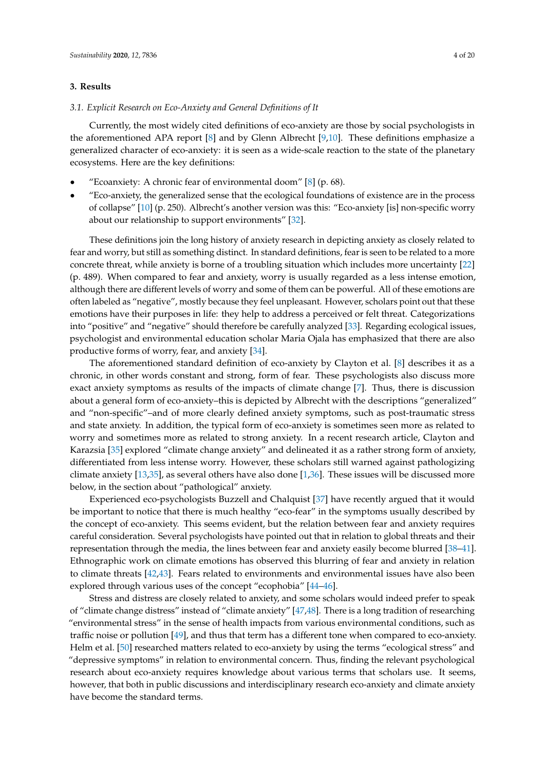## 3. Results

### 3.1. Explicit Research on Eco-Anxiety and General Definitions of It

Currently, the most widely cited definitions of eco-anxiety are those by social psychologists in the aforementioned APA report [8] and by Glenn Albrecht [9,10]. These definitions emphasize a generalized character of eco-anxiety: it is seen as a wide-scale reaction to the state of the planetary ecosystems. Here are the key definitions:

- "Ecoanxiety: A chronic fear of environmental doom" [8] (p. 68).
- "Eco-anxiety, the generalized sense that the ecological foundations of existence are in the process of collapse" [10] (p. 250). Albrecht's another version was this: "Eco-anxiety [is] non-specific worry about our relationship to support environments" [32].

These definitions join the long history of anxiety research in depicting anxiety as closely related to fear and worry, but still as something distinct. In standard definitions, fear is seen to be related to a more concrete threat, while anxiety is borne of a troubling situation which includes more uncertainty [22] (p. 489). When compared to fear and anxiety, worry is usually regarded as a less intense emotion, although there are different levels of worry and some of them can be powerful. All of these emotions are often labeled as "negative", mostly because they feel unpleasant. However, scholars point out that these emotions have their purposes in life: they help to address a perceived or felt threat. Categorizations into "positive" and "negative" should therefore be carefully analyzed [33]. Regarding ecological issues, psychologist and environmental education scholar Maria Ojala has emphasized that there are also productive forms of worry, fear, and anxiety [34].

The aforementioned standard definition of eco-anxiety by Clayton et al. [8] describes it as a chronic, in other words constant and strong, form of fear. These psychologists also discuss more exact anxiety symptoms as results of the impacts of climate change [7]. Thus, there is discussion about a general form of eco-anxiety–this is depicted by Albrecht with the descriptions "generalized" and "non-specific"–and of more clearly defined anxiety symptoms, such as post-traumatic stress and state anxiety. In addition, the typical form of eco-anxiety is sometimes seen more as related to worry and sometimes more as related to strong anxiety. In a recent research article, Clayton and Karazsia [35] explored "climate change anxiety" and delineated it as a rather strong form of anxiety, differentiated from less intense worry. However, these scholars still warned against pathologizing climate anxiety [13,35], as several others have also done [1,36]. These issues will be discussed more below, in the section about "pathological" anxiety.

Experienced eco-psychologists Buzzell and Chalquist [37] have recently argued that it would be important to notice that there is much healthy "eco-fear" in the symptoms usually described by the concept of eco-anxiety. This seems evident, but the relation between fear and anxiety requires careful consideration. Several psychologists have pointed out that in relation to global threats and their representation through the media, the lines between fear and anxiety easily become blurred [38–41]. Ethnographic work on climate emotions has observed this blurring of fear and anxiety in relation to climate threats [42,43]. Fears related to environments and environmental issues have also been explored through various uses of the concept "ecophobia" [44–46].

Stress and distress are closely related to anxiety, and some scholars would indeed prefer to speak of "climate change distress" instead of "climate anxiety" [47,48]. There is a long tradition of researching "environmental stress" in the sense of health impacts from various environmental conditions, such as traffic noise or pollution [49], and thus that term has a different tone when compared to eco-anxiety. Helm et al. [50] researched matters related to eco-anxiety by using the terms "ecological stress" and "depressive symptoms" in relation to environmental concern. Thus, finding the relevant psychological research about eco-anxiety requires knowledge about various terms that scholars use. It seems, however, that both in public discussions and interdisciplinary research eco-anxiety and climate anxiety have become the standard terms.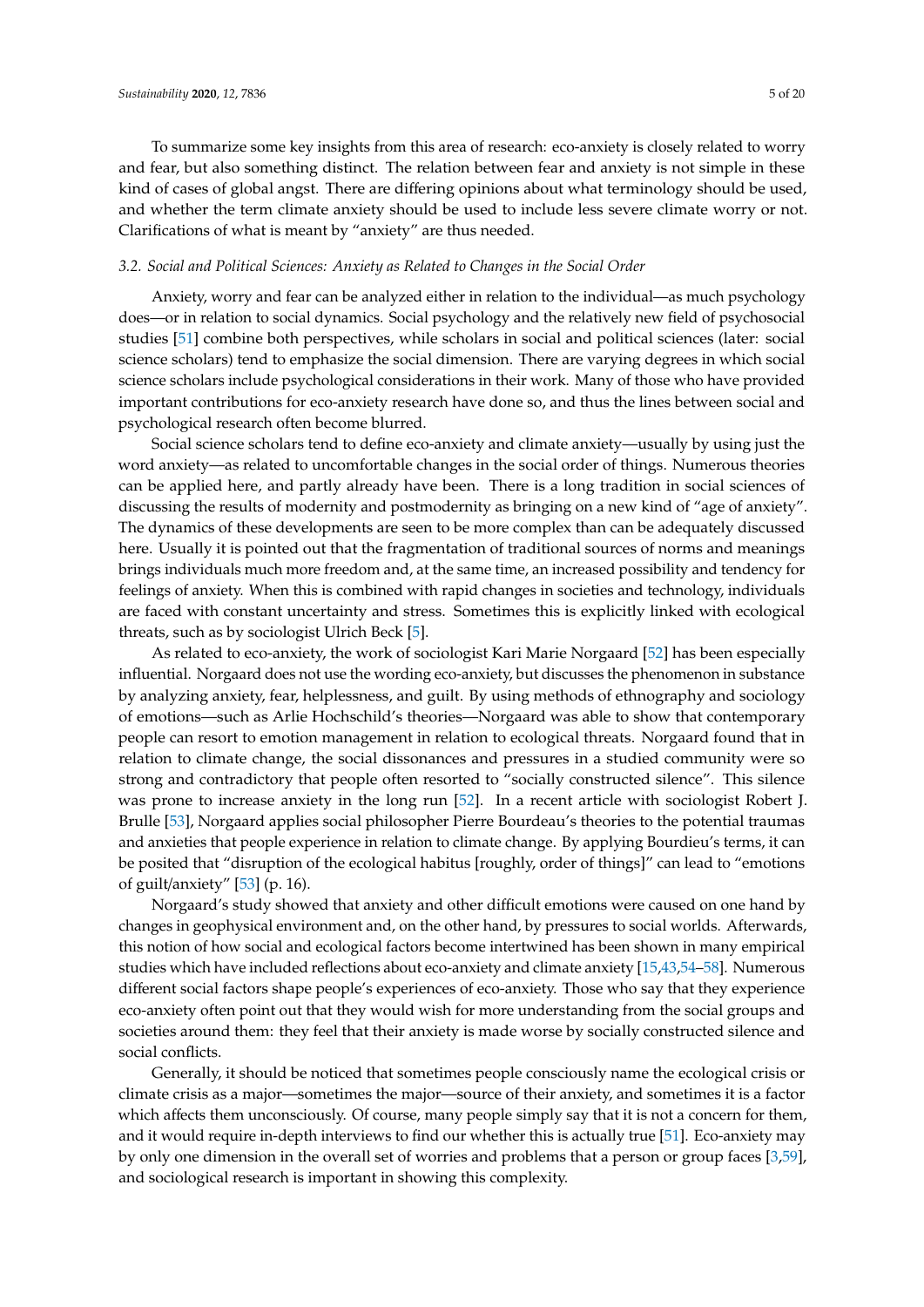To summarize some key insights from this area of research: eco-anxiety is closely related to worry and fear, but also something distinct. The relation between fear and anxiety is not simple in these kind of cases of global angst. There are differing opinions about what terminology should be used, and whether the term climate anxiety should be used to include less severe climate worry or not. Clarifications of what is meant by "anxiety" are thus needed.

### *3.2. Social and Political Sciences: Anxiety as Related to Changes in the Social Order*

Anxiety, worry and fear can be analyzed either in relation to the individual—as much psychology does—or in relation to social dynamics. Social psychology and the relatively new field of psychosocial studies [51] combine both perspectives, while scholars in social and political sciences (later: social science scholars) tend to emphasize the social dimension. There are varying degrees in which social science scholars include psychological considerations in their work. Many of those who have provided important contributions for eco-anxiety research have done so, and thus the lines between social and psychological research often become blurred.

Social science scholars tend to define eco-anxiety and climate anxiety—usually by using just the word anxiety—as related to uncomfortable changes in the social order of things. Numerous theories can be applied here, and partly already have been. There is a long tradition in social sciences of discussing the results of modernity and postmodernity as bringing on a new kind of "age of anxiety". The dynamics of these developments are seen to be more complex than can be adequately discussed here. Usually it is pointed out that the fragmentation of traditional sources of norms and meanings brings individuals much more freedom and, at the same time, an increased possibility and tendency for feelings of anxiety. When this is combined with rapid changes in societies and technology, individuals are faced with constant uncertainty and stress. Sometimes this is explicitly linked with ecological threats, such as by sociologist Ulrich Beck [5].

As related to eco-anxiety, the work of sociologist Kari Marie Norgaard [52] has been especially influential. Norgaard does not use the wording eco-anxiety, but discusses the phenomenon in substance by analyzing anxiety, fear, helplessness, and guilt. By using methods of ethnography and sociology of emotions—such as Arlie Hochschild's theories—Norgaard was able to show that contemporary people can resort to emotion management in relation to ecological threats. Norgaard found that in relation to climate change, the social dissonances and pressures in a studied community were so strong and contradictory that people often resorted to "socially constructed silence". This silence was prone to increase anxiety in the long run [52]. In a recent article with sociologist Robert J. Brulle [53], Norgaard applies social philosopher Pierre Bourdeau's theories to the potential traumas and anxieties that people experience in relation to climate change. By applying Bourdieu's terms, it can be posited that "disruption of the ecological habitus [roughly, order of things]" can lead to "emotions of guilt/anxiety" [53] (p. 16).

Norgaard's study showed that anxiety and other difficult emotions were caused on one hand by changes in geophysical environment and, on the other hand, by pressures to social worlds. Afterwards, this notion of how social and ecological factors become intertwined has been shown in many empirical studies which have included reflections about eco-anxiety and climate anxiety [15,43,54–58]. Numerous different social factors shape people's experiences of eco-anxiety. Those who say that they experience eco-anxiety often point out that they would wish for more understanding from the social groups and societies around them: they feel that their anxiety is made worse by socially constructed silence and social conflicts.

Generally, it should be noticed that sometimes people consciously name the ecological crisis or climate crisis as a major—sometimes the major—source of their anxiety, and sometimes it is a factor which affects them unconsciously. Of course, many people simply say that it is not a concern for them, and it would require in-depth interviews to find our whether this is actually true [51]. Eco-anxiety may by only one dimension in the overall set of worries and problems that a person or group faces [3,59], and sociological research is important in showing this complexity.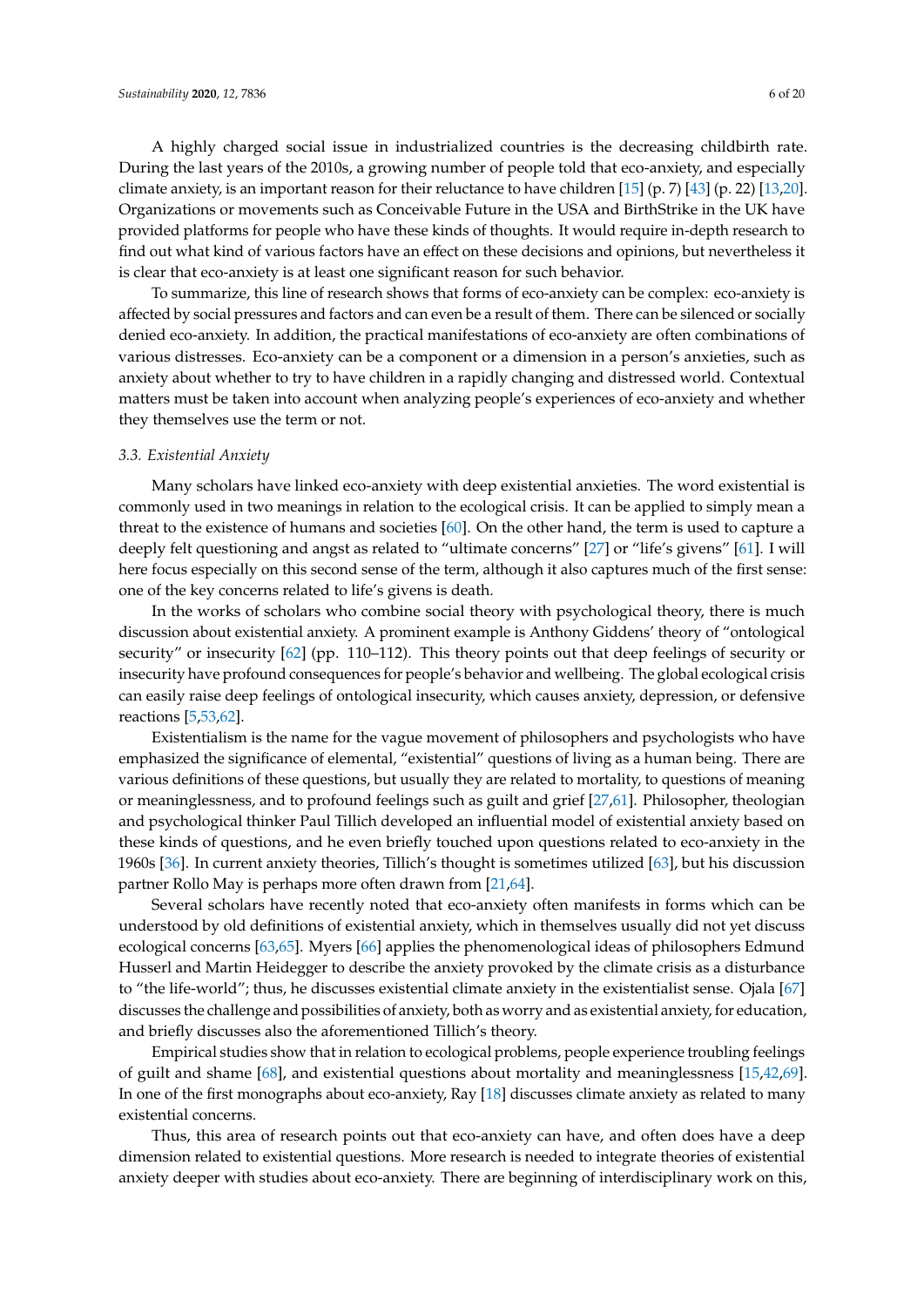A highly charged social issue in industrialized countries is the decreasing childbirth rate. During the last years of the 2010s, a growing number of people told that eco-anxiety, and especially climate anxiety, is an important reason for their reluctance to have children [15] (p. 7) [43] (p. 22) [13,20]. Organizations or movements such as Conceivable Future in the USA and BirthStrike in the UK have provided platforms for people who have these kinds of thoughts. It would require in-depth research to find out what kind of various factors have an effect on these decisions and opinions, but nevertheless it is clear that eco-anxiety is at least one significant reason for such behavior.

To summarize, this line of research shows that forms of eco-anxiety can be complex: eco-anxiety is affected by social pressures and factors and can even be a result of them. There can be silenced or socially denied eco-anxiety. In addition, the practical manifestations of eco-anxiety are often combinations of various distresses. Eco-anxiety can be a component or a dimension in a person's anxieties, such as anxiety about whether to try to have children in a rapidly changing and distressed world. Contextual matters must be taken into account when analyzing people's experiences of eco-anxiety and whether they themselves use the term or not.

### 3.3. Existential Anxiety

Many scholars have linked eco-anxiety with deep existential anxieties. The word existential is commonly used in two meanings in relation to the ecological crisis. It can be applied to simply mean a threat to the existence of humans and societies [60]. On the other hand, the term is used to capture a deeply felt questioning and angst as related to "ultimate concerns" [27] or "life's givens" [61]. I will here focus especially on this second sense of the term, although it also captures much of the first sense: one of the key concerns related to life's givens is death.

In the works of scholars who combine social theory with psychological theory, there is much discussion about existential anxiety. A prominent example is Anthony Giddens' theory of "ontological security" or insecurity [62] (pp. 110–112). This theory points out that deep feelings of security or insecurity have profound consequences for people's behavior and wellbeing. The global ecological crisis can easily raise deep feelings of ontological insecurity, which causes anxiety, depression, or defensive reactions [5,53,62].

Existentialism is the name for the vague movement of philosophers and psychologists who have emphasized the significance of elemental, "existential" questions of living as a human being. There are various definitions of these questions, but usually they are related to mortality, to questions of meaning or meaninglessness, and to profound feelings such as guilt and grief [27,61]. Philosopher, theologian and psychological thinker Paul Tillich developed an influential model of existential anxiety based on these kinds of questions, and he even briefly touched upon questions related to eco-anxiety in the 1960s [36]. In current anxiety theories, Tillich's thought is sometimes utilized [63], but his discussion partner Rollo May is perhaps more often drawn from [21,64].

Several scholars have recently noted that eco-anxiety often manifests in forms which can be understood by old definitions of existential anxiety, which in themselves usually did not yet discuss ecological concerns [63,65]. Myers [66] applies the phenomenological ideas of philosophers Edmund Husserl and Martin Heidegger to describe the anxiety provoked by the climate crisis as a disturbance to "the life-world"; thus, he discusses existential climate anxiety in the existentialist sense. Ojala [67] discusses the challenge and possibilities of anxiety, both as worry and as existential anxiety, for education, and briefly discusses also the aforementioned Tillich's theory.

Empirical studies show that in relation to ecological problems, people experience troubling feelings of guilt and shame [68], and existential questions about mortality and meaninglessness [15,42,69]. In one of the first monographs about eco-anxiety, Ray [18] discusses climate anxiety as related to many existential concerns.

Thus, this area of research points out that eco-anxiety can have, and often does have a deep dimension related to existential questions. More research is needed to integrate theories of existential anxiety deeper with studies about eco-anxiety. There are beginning of interdisciplinary work on this,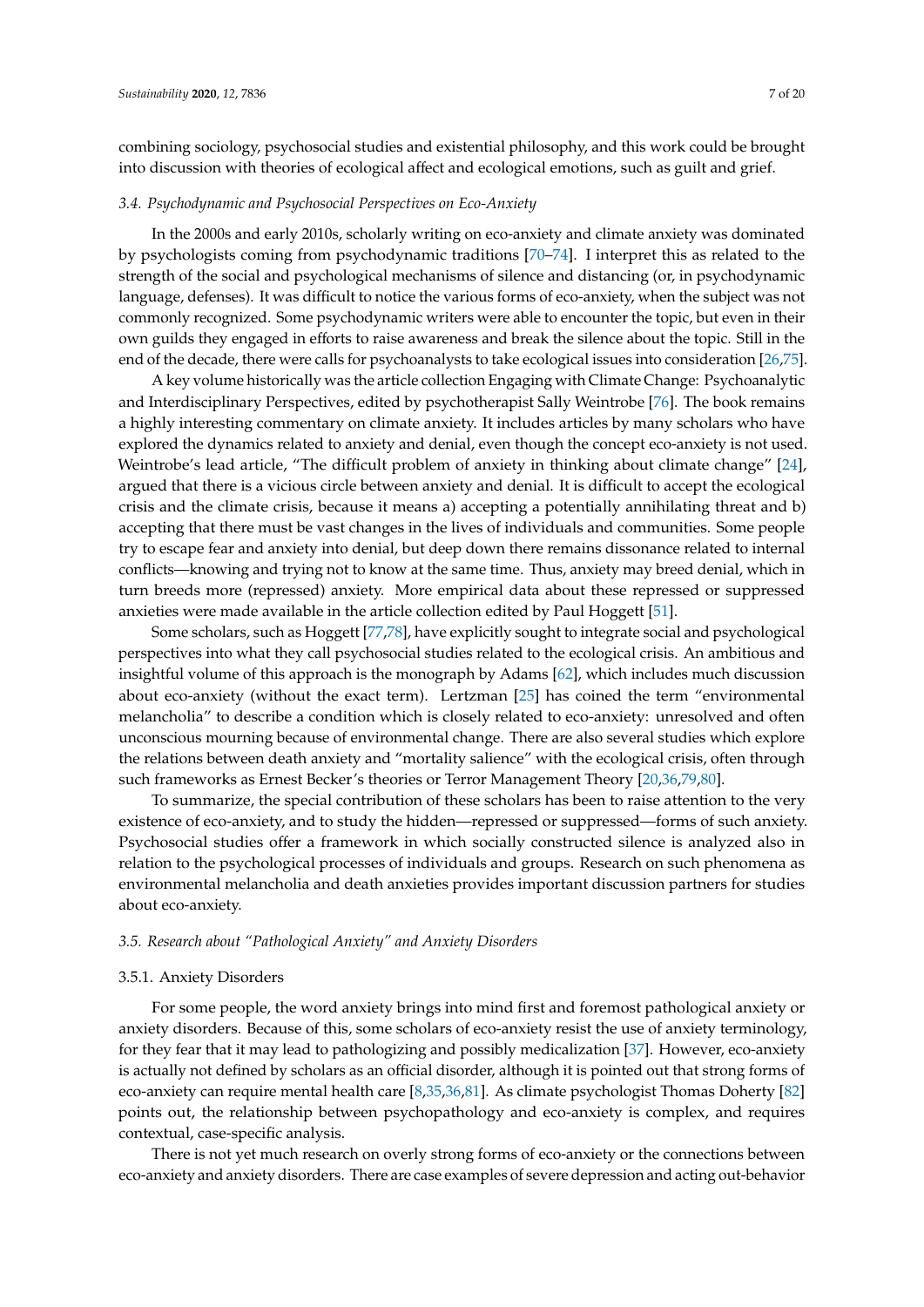combining sociology, psychosocial studies and existential philosophy, and this work could be brought into discussion with theories of ecological affect and ecological emotions, such as guilt and grief.

### *3.4. Psychodynamic and Psychosocial Perspectives on Eco-Anxiety*

In the 2000s and early 2010s, scholarly writing on eco-anxiety and climate anxiety was dominated by psychologists coming from psychodynamic traditions [70–74]. I interpret this as related to the strength of the social and psychological mechanisms of silence and distancing (or, in psychodynamic language, defenses). It was difficult to notice the various forms of eco-anxiety, when the subject was not commonly recognized. Some psychodynamic writers were able to encounter the topic, but even in their own guilds they engaged in efforts to raise awareness and break the silence about the topic. Still in the end of the decade, there were calls for psychoanalysts to take ecological issues into consideration [26,75].

A key volume historically was the article collection Engaging with Climate Change: Psychoanalytic and Interdisciplinary Perspectives, edited by psychotherapist Sally Weintrobe [76]. The book remains a highly interesting commentary on climate anxiety. It includes articles by many scholars who have explored the dynamics related to anxiety and denial, even though the concept eco-anxiety is not used. Weintrobe's lead article, "The difficult problem of anxiety in thinking about climate change" [24], argued that there is a vicious circle between anxiety and denial. It is difficult to accept the ecological crisis and the climate crisis, because it means a) accepting a potentially annihilating threat and b) accepting that there must be vast changes in the lives of individuals and communities. Some people try to escape fear and anxiety into denial, but deep down there remains dissonance related to internal conflicts—knowing and trying not to know at the same time. Thus, anxiety may breed denial, which in turn breeds more (repressed) anxiety. More empirical data about these repressed or suppressed anxieties were made available in the article collection edited by Paul Hoggett [51].

Some scholars, such as Hoggett [77,78], have explicitly sought to integrate social and psychological perspectives into what they call psychosocial studies related to the ecological crisis. An ambitious and insightful volume of this approach is the monograph by Adams [62], which includes much discussion about eco-anxiety (without the exact term). Lertzman [25] has coined the term "environmental melancholia" to describe a condition which is closely related to eco-anxiety: unresolved and often unconscious mourning because of environmental change. There are also several studies which explore the relations between death anxiety and "mortality salience" with the ecological crisis, often through such frameworks as Ernest Becker's theories or Terror Management Theory [20,36,79,80].

To summarize, the special contribution of these scholars has been to raise attention to the very existence of eco-anxiety, and to study the hidden—repressed or suppressed—forms of such anxiety. Psychosocial studies offer a framework in which socially constructed silence is analyzed also in relation to the psychological processes of individuals and groups. Research on such phenomena as environmental melancholia and death anxieties provides important discussion partners for studies about eco-anxiety.

### *3.5. Research about "Pathological Anxiety" and Anxiety Disorders*

#### 3.5.1. Anxiety Disorders

For some people, the word anxiety brings into mind first and foremost pathological anxiety or anxiety disorders. Because of this, some scholars of eco-anxiety resist the use of anxiety terminology, for they fear that it may lead to pathologizing and possibly medicalization [37]. However, eco-anxiety is actually not defined by scholars as an official disorder, although it is pointed out that strong forms of eco-anxiety can require mental health care [8,35,36,81]. As climate psychologist Thomas Doherty [82] points out, the relationship between psychopathology and eco-anxiety is complex, and requires contextual, case-specific analysis.

There is not yet much research on overly strong forms of eco-anxiety or the connections between eco-anxiety and anxiety disorders. There are case examples of severe depression and acting out-behavior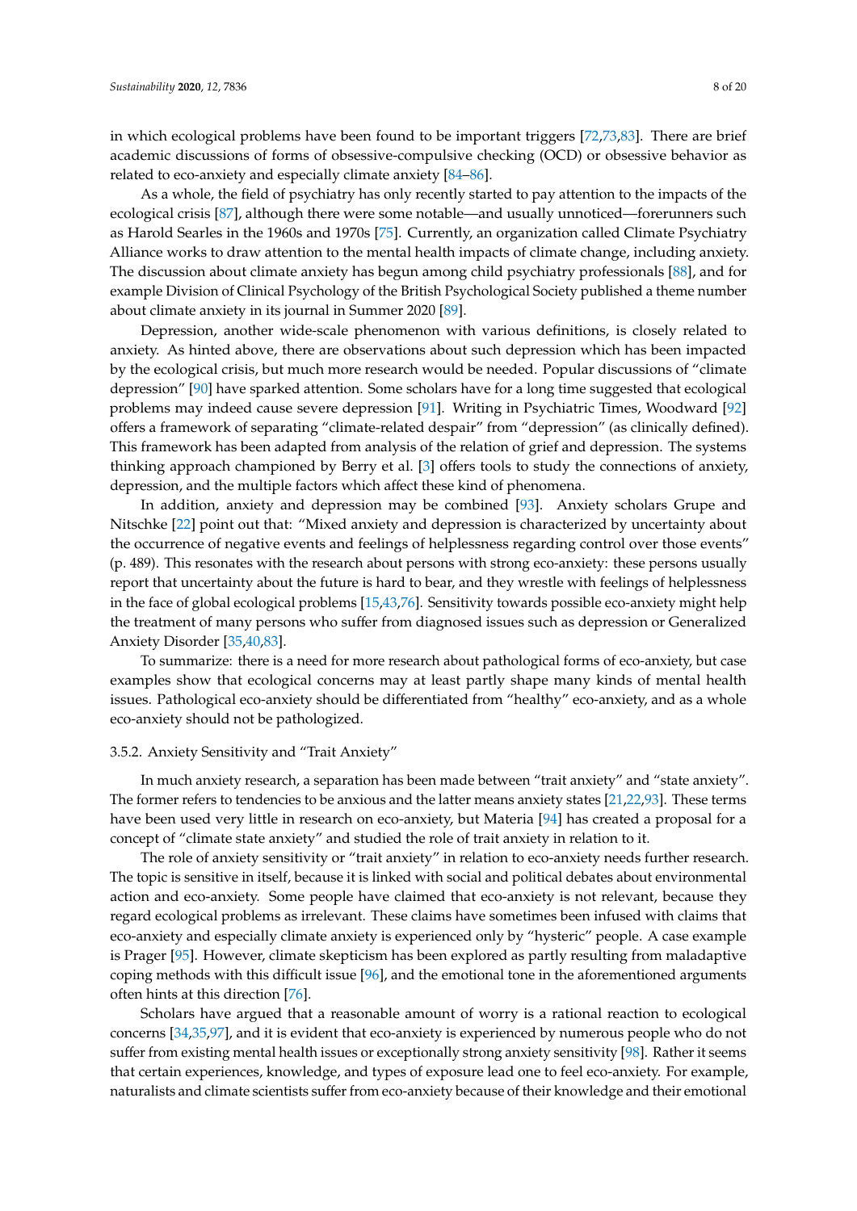in which ecological problems have been found to be important triggers [72,73,83]. There are brief academic discussions of forms of obsessive-compulsive checking (OCD) or obsessive behavior as related to eco-anxiety and especially climate anxiety [84–86].

As a whole, the field of psychiatry has only recently started to pay attention to the impacts of the ecological crisis [87], although there were some notable—and usually unnoticed—forerunners such as Harold Searles in the 1960s and 1970s [75]. Currently, an organization called Climate Psychiatry Alliance works to draw attention to the mental health impacts of climate change, including anxiety. The discussion about climate anxiety has begun among child psychiatry professionals [88], and for example Division of Clinical Psychology of the British Psychological Society published a theme number about climate anxiety in its journal in Summer 2020 [89].

Depression, another wide-scale phenomenon with various definitions, is closely related to anxiety. As hinted above, there are observations about such depression which has been impacted by the ecological crisis, but much more research would be needed. Popular discussions of "climate depression" [90] have sparked attention. Some scholars have for a long time suggested that ecological problems may indeed cause severe depression [91]. Writing in Psychiatric Times, Woodward [92] offers a framework of separating "climate-related despair" from "depression" (as clinically defined). This framework has been adapted from analysis of the relation of grief and depression. The systems thinking approach championed by Berry et al. [3] offers tools to study the connections of anxiety, depression, and the multiple factors which affect these kind of phenomena.

In addition, anxiety and depression may be combined [93]. Anxiety scholars Grupe and Nitschke [22] point out that: "Mixed anxiety and depression is characterized by uncertainty about the occurrence of negative events and feelings of helplessness regarding control over those events" (p. 489). This resonates with the research about persons with strong eco-anxiety: these persons usually report that uncertainty about the future is hard to bear, and they wrestle with feelings of helplessness in the face of global ecological problems [15,43,76]. Sensitivity towards possible eco-anxiety might help the treatment of many persons who suffer from diagnosed issues such as depression or Generalized Anxiety Disorder [35,40,83].

To summarize: there is a need for more research about pathological forms of eco-anxiety, but case examples show that ecological concerns may at least partly shape many kinds of mental health issues. Pathological eco-anxiety should be differentiated from "healthy" eco-anxiety, and as a whole eco-anxiety should not be pathologized.

#### 3.5.2. Anxiety Sensitivity and "Trait Anxiety"

In much anxiety research, a separation has been made between "trait anxiety" and "state anxiety". The former refers to tendencies to be anxious and the latter means anxiety states [21,22,93]. These terms have been used very little in research on eco-anxiety, but Materia [94] has created a proposal for a concept of "climate state anxiety" and studied the role of trait anxiety in relation to it.

The role of anxiety sensitivity or "trait anxiety" in relation to eco-anxiety needs further research. The topic is sensitive in itself, because it is linked with social and political debates about environmental action and eco-anxiety. Some people have claimed that eco-anxiety is not relevant, because they regard ecological problems as irrelevant. These claims have sometimes been infused with claims that eco-anxiety and especially climate anxiety is experienced only by "hysteric" people. A case example is Prager [95]. However, climate skepticism has been explored as partly resulting from maladaptive coping methods with this difficult issue [96], and the emotional tone in the aforementioned arguments often hints at this direction [76].

Scholars have argued that a reasonable amount of worry is a rational reaction to ecological concerns [34,35,97], and it is evident that eco-anxiety is experienced by numerous people who do not suffer from existing mental health issues or exceptionally strong anxiety sensitivity [98]. Rather it seems that certain experiences, knowledge, and types of exposure lead one to feel eco-anxiety. For example, naturalists and climate scientists suffer from eco-anxiety because of their knowledge and their emotional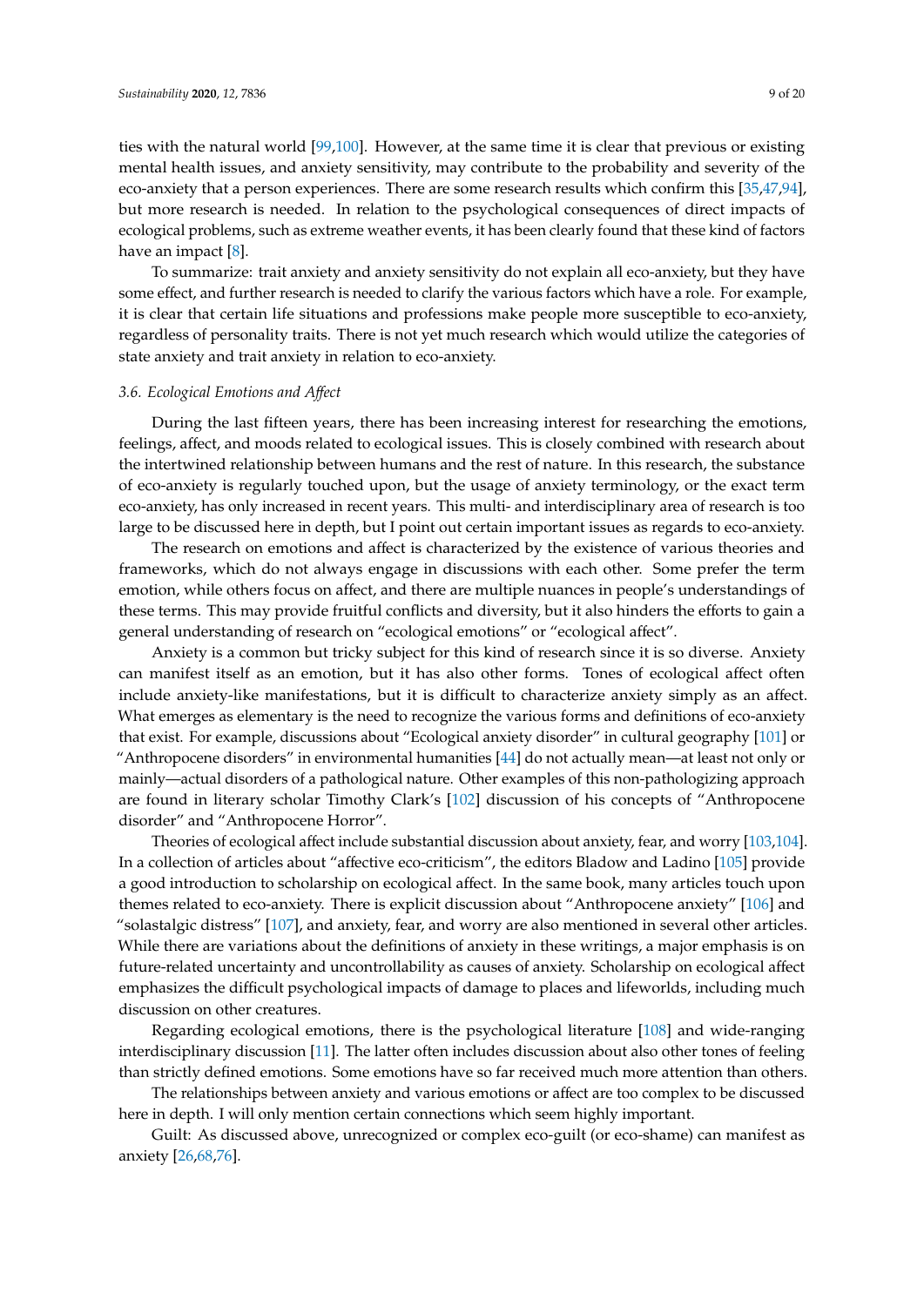ties with the natural world [99,100]. However, at the same time it is clear that previous or existing mental health issues, and anxiety sensitivity, may contribute to the probability and severity of the eco-anxiety that a person experiences. There are some research results which confirm this [35,47,94], but more research is needed. In relation to the psychological consequences of direct impacts of ecological problems, such as extreme weather events, it has been clearly found that these kind of factors have an impact [8].

To summarize: trait anxiety and anxiety sensitivity do not explain all eco-anxiety, but they have some effect, and further research is needed to clarify the various factors which have a role. For example, it is clear that certain life situations and professions make people more susceptible to eco-anxiety, regardless of personality traits. There is not yet much research which would utilize the categories of state anxiety and trait anxiety in relation to eco-anxiety.

### *3.6. Ecological Emotions and Affect*

During the last fifteen years, there has been increasing interest for researching the emotions, feelings, affect, and moods related to ecological issues. This is closely combined with research about the intertwined relationship between humans and the rest of nature. In this research, the substance of eco-anxiety is regularly touched upon, but the usage of anxiety terminology, or the exact term eco-anxiety, has only increased in recent years. This multi- and interdisciplinary area of research is too large to be discussed here in depth, but I point out certain important issues as regards to eco-anxiety.

The research on emotions and affect is characterized by the existence of various theories and frameworks, which do not always engage in discussions with each other. Some prefer the term emotion, while others focus on affect, and there are multiple nuances in people's understandings of these terms. This may provide fruitful conflicts and diversity, but it also hinders the efforts to gain a general understanding of research on "ecological emotions" or "ecological affect".

Anxiety is a common but tricky subject for this kind of research since it is so diverse. Anxiety can manifest itself as an emotion, but it has also other forms. Tones of ecological affect often include anxiety-like manifestations, but it is difficult to characterize anxiety simply as an affect. What emerges as elementary is the need to recognize the various forms and definitions of eco-anxiety that exist. For example, discussions about "Ecological anxiety disorder" in cultural geography [101] or "Anthropocene disorders" in environmental humanities [44] do not actually mean—at least not only or mainly—actual disorders of a pathological nature. Other examples of this non-pathologizing approach are found in literary scholar Timothy Clark's [102] discussion of his concepts of "Anthropocene disorder" and "Anthropocene Horror".

Theories of ecological affect include substantial discussion about anxiety, fear, and worry [103,104]. In a collection of articles about "affective eco-criticism", the editors Bladow and Ladino [105] provide a good introduction to scholarship on ecological affect. In the same book, many articles touch upon themes related to eco-anxiety. There is explicit discussion about "Anthropocene anxiety" [106] and "solastalgic distress" [107], and anxiety, fear, and worry are also mentioned in several other articles. While there are variations about the definitions of anxiety in these writings, a major emphasis is on future-related uncertainty and uncontrollability as causes of anxiety. Scholarship on ecological affect emphasizes the difficult psychological impacts of damage to places and lifeworlds, including much discussion on other creatures.

Regarding ecological emotions, there is the psychological literature [108] and wide-ranging interdisciplinary discussion [11]. The latter often includes discussion about also other tones of feeling than strictly defined emotions. Some emotions have so far received much more attention than others.

The relationships between anxiety and various emotions or affect are too complex to be discussed here in depth. I will only mention certain connections which seem highly important.

Guilt: As discussed above, unrecognized or complex eco-guilt (or eco-shame) can manifest as anxiety [26,68,76].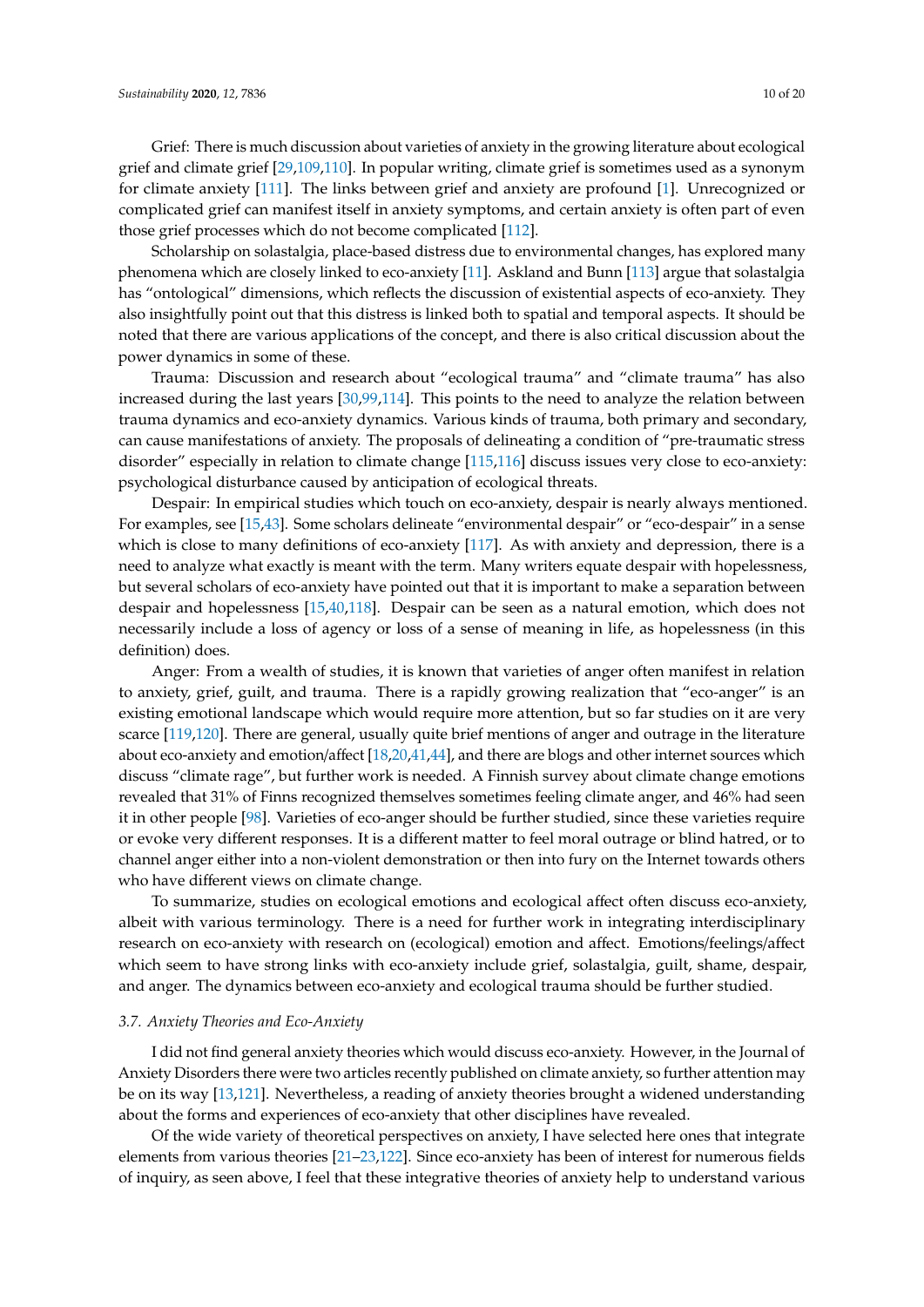Grief: There is much discussion about varieties of anxiety in the growing literature about ecological grief and climate grief [29,109,110]. In popular writing, climate grief is sometimes used as a synonym for climate anxiety [111]. The links between grief and anxiety are profound [1]. Unrecognized or complicated grief can manifest itself in anxiety symptoms, and certain anxiety is often part of even those grief processes which do not become complicated [112].

Scholarship on solastalgia, place-based distress due to environmental changes, has explored many phenomena which are closely linked to eco-anxiety [11]. Askland and Bunn [113] argue that solastalgia has "ontological" dimensions, which reflects the discussion of existential aspects of eco-anxiety. They also insightfully point out that this distress is linked both to spatial and temporal aspects. It should be noted that there are various applications of the concept, and there is also critical discussion about the power dynamics in some of these.

Trauma: Discussion and research about "ecological trauma" and "climate trauma" has also increased during the last years [30,99,114]. This points to the need to analyze the relation between trauma dynamics and eco-anxiety dynamics. Various kinds of trauma, both primary and secondary, can cause manifestations of anxiety. The proposals of delineating a condition of "pre-traumatic stress disorder" especially in relation to climate change [115,116] discuss issues very close to eco-anxiety: psychological disturbance caused by anticipation of ecological threats.

Despair: In empirical studies which touch on eco-anxiety, despair is nearly always mentioned. For examples, see [15,43]. Some scholars delineate "environmental despair" or "eco-despair" in a sense which is close to many definitions of eco-anxiety [117]. As with anxiety and depression, there is a need to analyze what exactly is meant with the term. Many writers equate despair with hopelessness, but several scholars of eco-anxiety have pointed out that it is important to make a separation between despair and hopelessness [15,40,118]. Despair can be seen as a natural emotion, which does not necessarily include a loss of agency or loss of a sense of meaning in life, as hopelessness (in this definition) does.

Anger: From a wealth of studies, it is known that varieties of anger often manifest in relation to anxiety, grief, guilt, and trauma. There is a rapidly growing realization that "eco-anger" is an existing emotional landscape which would require more attention, but so far studies on it are very scarce [119,120]. There are general, usually quite brief mentions of anger and outrage in the literature about eco-anxiety and emotion/affect [18,20,41,44], and there are blogs and other internet sources which discuss "climate rage", but further work is needed. A Finnish survey about climate change emotions revealed that 31% of Finns recognized themselves sometimes feeling climate anger, and 46% had seen it in other people [98]. Varieties of eco-anger should be further studied, since these varieties require or evoke very different responses. It is a different matter to feel moral outrage or blind hatred, or to channel anger either into a non-violent demonstration or then into fury on the Internet towards others who have different views on climate change.

To summarize, studies on ecological emotions and ecological affect often discuss eco-anxiety, albeit with various terminology. There is a need for further work in integrating interdisciplinary research on eco-anxiety with research on (ecological) emotion and affect. Emotions/feelings/affect which seem to have strong links with eco-anxiety include grief, solastalgia, guilt, shame, despair, and anger. The dynamics between eco-anxiety and ecological trauma should be further studied.

### 3.7. Anxiety Theories and Eco-Anxiety

I did not find general anxiety theories which would discuss eco-anxiety. However, in the Journal of Anxiety Disorders there were two articles recently published on climate anxiety, so further attention may be on its way [13,121]. Nevertheless, a reading of anxiety theories brought a widened understanding about the forms and experiences of eco-anxiety that other disciplines have revealed.

Of the wide variety of theoretical perspectives on anxiety, I have selected here ones that integrate elements from various theories [21–23,122]. Since eco-anxiety has been of interest for numerous fields of inquiry, as seen above, I feel that these integrative theories of anxiety help to understand various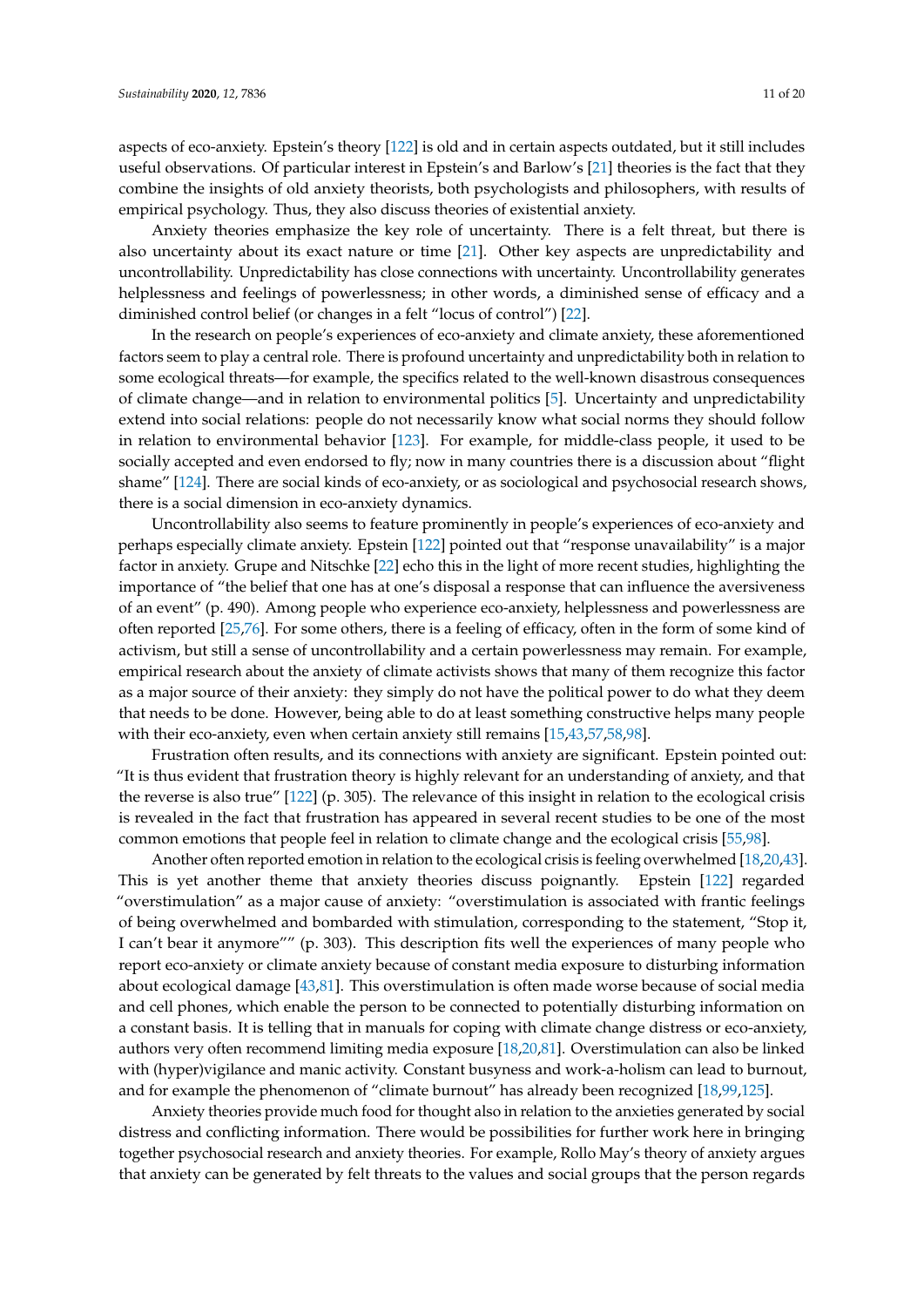aspects of eco-anxiety. Epstein's theory [122] is old and in certain aspects outdated, but it still includes useful observations. Of particular interest in Epstein's and Barlow's [21] theories is the fact that they combine the insights of old anxiety theorists, both psychologists and philosophers, with results of empirical psychology. Thus, they also discuss theories of existential anxiety.

Anxiety theories emphasize the key role of uncertainty. There is a felt threat, but there is also uncertainty about its exact nature or time [21]. Other key aspects are unpredictability and uncontrollability. Unpredictability has close connections with uncertainty. Uncontrollability generates helplessness and feelings of powerlessness; in other words, a diminished sense of efficacy and a diminished control belief (or changes in a felt "locus of control") [22].

In the research on people's experiences of eco-anxiety and climate anxiety, these aforementioned factors seem to play a central role. There is profound uncertainty and unpredictability both in relation to some ecological threats—for example, the specifics related to the well-known disastrous consequences of climate change—and in relation to environmental politics [5]. Uncertainty and unpredictability extend into social relations: people do not necessarily know what social norms they should follow in relation to environmental behavior [123]. For example, for middle-class people, it used to be socially accepted and even endorsed to fly; now in many countries there is a discussion about "flight shame" [124]. There are social kinds of eco-anxiety, or as sociological and psychosocial research shows, there is a social dimension in eco-anxiety dynamics.

Uncontrollability also seems to feature prominently in people's experiences of eco-anxiety and perhaps especially climate anxiety. Epstein [122] pointed out that "response unavailability" is a major factor in anxiety. Grupe and Nitschke [22] echo this in the light of more recent studies, highlighting the importance of "the belief that one has at one's disposal a response that can influence the aversiveness of an event" (p. 490). Among people who experience eco-anxiety, helplessness and powerlessness are often reported [25,76]. For some others, there is a feeling of efficacy, often in the form of some kind of activism, but still a sense of uncontrollability and a certain powerlessness may remain. For example, empirical research about the anxiety of climate activists shows that many of them recognize this factor as a major source of their anxiety: they simply do not have the political power to do what they deem that needs to be done. However, being able to do at least something constructive helps many people with their eco-anxiety, even when certain anxiety still remains [15,43,57,58,98].

Frustration often results, and its connections with anxiety are significant. Epstein pointed out: "It is thus evident that frustration theory is highly relevant for an understanding of anxiety, and that the reverse is also true" [122] (p. 305). The relevance of this insight in relation to the ecological crisis is revealed in the fact that frustration has appeared in several recent studies to be one of the most common emotions that people feel in relation to climate change and the ecological crisis [55,98].

Another often reported emotion in relation to the ecological crisis is feeling overwhelmed [18,20,43]. This is yet another theme that anxiety theories discuss poignantly. Epstein [122] regarded "overstimulation" as a major cause of anxiety: "overstimulation is associated with frantic feelings of being overwhelmed and bombarded with stimulation, corresponding to the statement, "Stop it, I can't bear it anymore"" (p. 303). This description fits well the experiences of many people who report eco-anxiety or climate anxiety because of constant media exposure to disturbing information about ecological damage [43,81]. This overstimulation is often made worse because of social media and cell phones, which enable the person to be connected to potentially disturbing information on a constant basis. It is telling that in manuals for coping with climate change distress or eco-anxiety, authors very often recommend limiting media exposure [18,20,81]. Overstimulation can also be linked with (hyper)vigilance and manic activity. Constant busyness and work-a-holism can lead to burnout, and for example the phenomenon of "climate burnout" has already been recognized [18,99,125].

Anxiety theories provide much food for thought also in relation to the anxieties generated by social distress and conflicting information. There would be possibilities for further work here in bringing together psychosocial research and anxiety theories. For example, Rollo May's theory of anxiety argues that anxiety can be generated by felt threats to the values and social groups that the person regards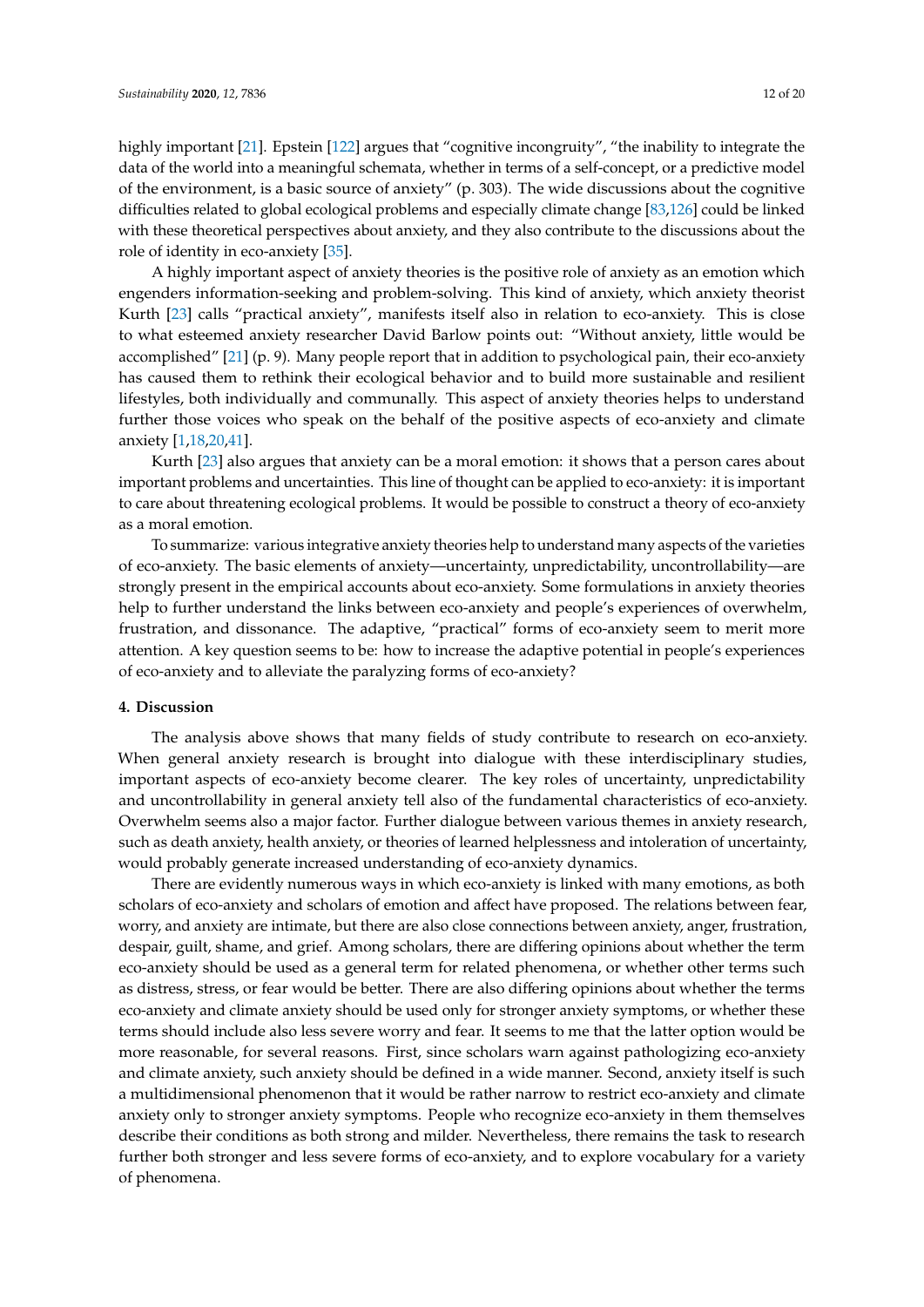highly important [21]. Epstein [122] argues that "cognitive incongruity", "the inability to integrate the data of the world into a meaningful schemata, whether in terms of a self-concept, or a predictive model of the environment, is a basic source of anxiety" (p. 303). The wide discussions about the cognitive difficulties related to global ecological problems and especially climate change [83,126] could be linked with these theoretical perspectives about anxiety, and they also contribute to the discussions about the role of identity in eco-anxiety [35].

A highly important aspect of anxiety theories is the positive role of anxiety as an emotion which engenders information-seeking and problem-solving. This kind of anxiety, which anxiety theorist Kurth [23] calls "practical anxiety", manifests itself also in relation to eco-anxiety. This is close to what esteemed anxiety researcher David Barlow points out: "Without anxiety, little would be accomplished" [21] (p. 9). Many people report that in addition to psychological pain, their eco-anxiety has caused them to rethink their ecological behavior and to build more sustainable and resilient lifestyles, both individually and communally. This aspect of anxiety theories helps to understand further those voices who speak on the behalf of the positive aspects of eco-anxiety and climate anxiety [1,18,20,41].

Kurth [23] also argues that anxiety can be a moral emotion: it shows that a person cares about important problems and uncertainties. This line of thought can be applied to eco-anxiety: it is important to care about threatening ecological problems. It would be possible to construct a theory of eco-anxiety as a moral emotion.

To summarize: various integrative anxiety theories help to understand many aspects of the varieties of eco-anxiety. The basic elements of anxiety—uncertainty, unpredictability, uncontrollability—are strongly present in the empirical accounts about eco-anxiety. Some formulations in anxiety theories help to further understand the links between eco-anxiety and people's experiences of overwhelm, frustration, and dissonance. The adaptive, "practical" forms of eco-anxiety seem to merit more attention. A key question seems to be: how to increase the adaptive potential in people's experiences of eco-anxiety and to alleviate the paralyzing forms of eco-anxiety?

## 4. Discussion

The analysis above shows that many fields of study contribute to research on eco-anxiety. When general anxiety research is brought into dialogue with these interdisciplinary studies, important aspects of eco-anxiety become clearer. The key roles of uncertainty, unpredictability and uncontrollability in general anxiety tell also of the fundamental characteristics of eco-anxiety. Overwhelm seems also a major factor. Further dialogue between various themes in anxiety research, such as death anxiety, health anxiety, or theories of learned helplessness and intoleration of uncertainty, would probably generate increased understanding of eco-anxiety dynamics.

There are evidently numerous ways in which eco-anxiety is linked with many emotions, as both scholars of eco-anxiety and scholars of emotion and affect have proposed. The relations between fear, worry, and anxiety are intimate, but there are also close connections between anxiety, anger, frustration, despair, guilt, shame, and grief. Among scholars, there are differing opinions about whether the term eco-anxiety should be used as a general term for related phenomena, or whether other terms such as distress, stress, or fear would be better. There are also differing opinions about whether the terms eco-anxiety and climate anxiety should be used only for stronger anxiety symptoms, or whether these terms should include also less severe worry and fear. It seems to me that the latter option would be more reasonable, for several reasons. First, since scholars warn against pathologizing eco-anxiety and climate anxiety, such anxiety should be defined in a wide manner. Second, anxiety itself is such a multidimensional phenomenon that it would be rather narrow to restrict eco-anxiety and climate anxiety only to stronger anxiety symptoms. People who recognize eco-anxiety in them themselves describe their conditions as both strong and milder. Nevertheless, there remains the task to research further both stronger and less severe forms of eco-anxiety, and to explore vocabulary for a variety of phenomena.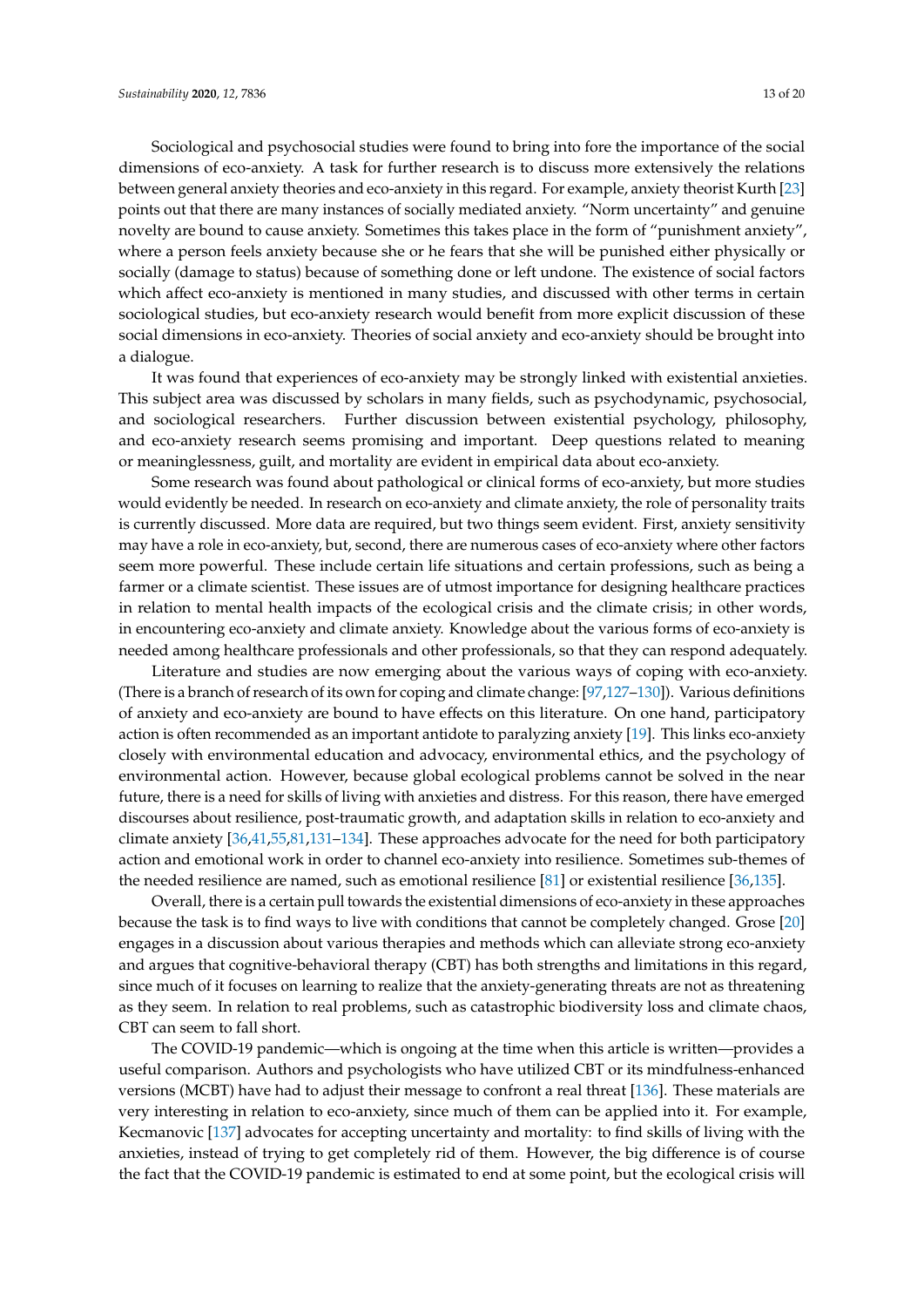Sociological and psychosocial studies were found to bring into fore the importance of the social dimensions of eco-anxiety. A task for further research is to discuss more extensively the relations between general anxiety theories and eco-anxiety in this regard. For example, anxiety theorist Kurth [23] points out that there are many instances of socially mediated anxiety. "Norm uncertainty" and genuine novelty are bound to cause anxiety. Sometimes this takes place in the form of "punishment anxiety", where a person feels anxiety because she or he fears that she will be punished either physically or socially (damage to status) because of something done or left undone. The existence of social factors which affect eco-anxiety is mentioned in many studies, and discussed with other terms in certain sociological studies, but eco-anxiety research would benefit from more explicit discussion of these social dimensions in eco-anxiety. Theories of social anxiety and eco-anxiety should be brought into a dialogue.

It was found that experiences of eco-anxiety may be strongly linked with existential anxieties. This subject area was discussed by scholars in many fields, such as psychodynamic, psychosocial, and sociological researchers. Further discussion between existential psychology, philosophy, and eco-anxiety research seems promising and important. Deep questions related to meaning or meaninglessness, guilt, and mortality are evident in empirical data about eco-anxiety.

Some research was found about pathological or clinical forms of eco-anxiety, but more studies would evidently be needed. In research on eco-anxiety and climate anxiety, the role of personality traits is currently discussed. More data are required, but two things seem evident. First, anxiety sensitivity may have a role in eco-anxiety, but, second, there are numerous cases of eco-anxiety where other factors seem more powerful. These include certain life situations and certain professions, such as being a farmer or a climate scientist. These issues are of utmost importance for designing healthcare practices in relation to mental health impacts of the ecological crisis and the climate crisis; in other words, in encountering eco-anxiety and climate anxiety. Knowledge about the various forms of eco-anxiety is needed among healthcare professionals and other professionals, so that they can respond adequately.

Literature and studies are now emerging about the various ways of coping with eco-anxiety. (There is a branch of research of its own for coping and climate change: [97,127–130]). Various definitions of anxiety and eco-anxiety are bound to have effects on this literature. On one hand, participatory action is often recommended as an important antidote to paralyzing anxiety [19]. This links eco-anxiety closely with environmental education and advocacy, environmental ethics, and the psychology of environmental action. However, because global ecological problems cannot be solved in the near future, there is a need for skills of living with anxieties and distress. For this reason, there have emerged discourses about resilience, post-traumatic growth, and adaptation skills in relation to eco-anxiety and climate anxiety [36,41,55,81,131–134]. These approaches advocate for the need for both participatory action and emotional work in order to channel eco-anxiety into resilience. Sometimes sub-themes of the needed resilience are named, such as emotional resilience [81] or existential resilience [36,135].

Overall, there is a certain pull towards the existential dimensions of eco-anxiety in these approaches because the task is to find ways to live with conditions that cannot be completely changed. Grose [20] engages in a discussion about various therapies and methods which can alleviate strong eco-anxiety and argues that cognitive-behavioral therapy (CBT) has both strengths and limitations in this regard, since much of it focuses on learning to realize that the anxiety-generating threats are not as threatening as they seem. In relation to real problems, such as catastrophic biodiversity loss and climate chaos, CBT can seem to fall short.

The COVID-19 pandemic—which is ongoing at the time when this article is written—provides a useful comparison. Authors and psychologists who have utilized CBT or its mindfulness-enhanced versions (MCBT) have had to adjust their message to confront a real threat [136]. These materials are very interesting in relation to eco-anxiety, since much of them can be applied into it. For example, Kecmanovic [137] advocates for accepting uncertainty and mortality: to find skills of living with the anxieties, instead of trying to get completely rid of them. However, the big difference is of course the fact that the COVID-19 pandemic is estimated to end at some point, but the ecological crisis will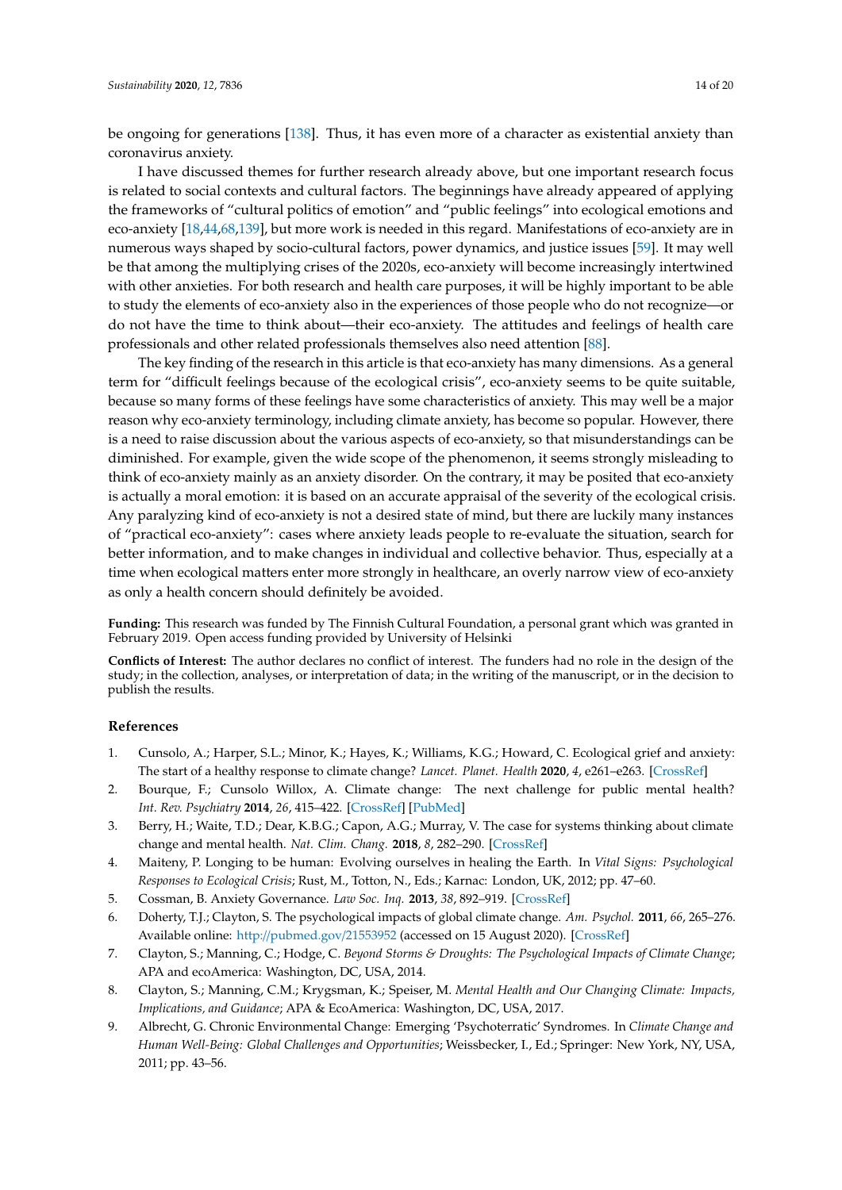be ongoing for generations [138]. Thus, it has even more of a character as existential anxiety than coronavirus anxiety.

I have discussed themes for further research already above, but one important research focus is related to social contexts and cultural factors. The beginnings have already appeared of applying the frameworks of "cultural politics of emotion" and "public feelings" into ecological emotions and eco-anxiety [18,44,68,139], but more work is needed in this regard. Manifestations of eco-anxiety are in numerous ways shaped by socio-cultural factors, power dynamics, and justice issues [59]. It may well be that among the multiplying crises of the 2020s, eco-anxiety will become increasingly intertwined with other anxieties. For both research and health care purposes, it will be highly important to be able to study the elements of eco-anxiety also in the experiences of those people who do not recognize—or do not have the time to think about—their eco-anxiety. The attitudes and feelings of health care professionals and other related professionals themselves also need attention [88].

The key finding of the research in this article is that eco-anxiety has many dimensions. As a general term for "difficult feelings because of the ecological crisis", eco-anxiety seems to be quite suitable, because so many forms of these feelings have some characteristics of anxiety. This may well be a major reason why eco-anxiety terminology, including climate anxiety, has become so popular. However, there is a need to raise discussion about the various aspects of eco-anxiety, so that misunderstandings can be diminished. For example, given the wide scope of the phenomenon, it seems strongly misleading to think of eco-anxiety mainly as an anxiety disorder. On the contrary, it may be posited that eco-anxiety is actually a moral emotion: it is based on an accurate appraisal of the severity of the ecological crisis. Any paralyzing kind of eco-anxiety is not a desired state of mind, but there are luckily many instances of "practical eco-anxiety": cases where anxiety leads people to re-evaluate the situation, search for better information, and to make changes in individual and collective behavior. Thus, especially at a time when ecological matters enter more strongly in healthcare, an overly narrow view of eco-anxiety as only a health concern should definitely be avoided.

**Funding:** This research was funded by The Finnish Cultural Foundation, a personal grant which was granted in February 2019. Open access funding provided by University of Helsinki

**Conflicts of Interest:** The author declares no conflict of interest. The funders had no role in the design of the study; in the collection, analyses, or interpretation of data; in the writing of the manuscript, or in the decision to publish the results.

## References

1. Cunsolo, A.; Harper, S.L.; Minor, K.; Hayes, K.; Williams, K.G.; Howard, C. Ecological grief and anxiety: The start of a healthy response to climate change? *Lancet. Planet. Health* **2020**, *4*, e261–e263. [CrossRef]
2. Bourque, F.; Cunsolo Willox, A. Climate change: The next challenge for public mental health? *Int. Rev. Psychiatry* **2014**, *26*, 415–422. [CrossRef] [PubMed]
3. Berry, H.; Waite, T.D.; Dear, K.B.G.; Capon, A.G.; Murray, V. The case for systems thinking about climate change and mental health. *Nat. Clim. Chang.* **2018**, *8*, 282–290. [CrossRef]
4. Maiteny, P. Longing to be human: Evolving ourselves in healing the Earth. In *Vital Signs: Psychological Responses to Ecological Crisis*; Rust, M., Totton, N., Eds.; Karnac: London, UK, 2012; pp. 47–60.
5. Cossman, B. Anxiety Governance. *Law Soc. Inq.* **2013**, *38*, 892–919. [CrossRef]
6. Doherty, T.J.; Clayton, S. The psychological impacts of global climate change. *Am. Psychol.* **2011**, *66*, 265–276. Available online: http://pubmed.gov/21553952 (accessed on 15 August 2020). [CrossRef]
7. Clayton, S.; Manning, C.; Hodge, C. *Beyond Storms & Droughts: The Psychological Impacts of Climate Change*; APA and ecoAmerica: Washington, DC, USA, 2014.
8. Clayton, S.; Manning, C.M.; Krygsman, K.; Speiser, M. *Mental Health and Our Changing Climate: Impacts, Implications, and Guidance*; APA & EcoAmerica: Washington, DC, USA, 2017.
9. Albrecht, G. Chronic Environmental Change: Emerging 'Psychoterratic' Syndromes. In *Climate Change and Human Well-Being: Global Challenges and Opportunities*; Weissbecker, I., Ed.; Springer: New York, NY, USA, 2011; pp. 43–56.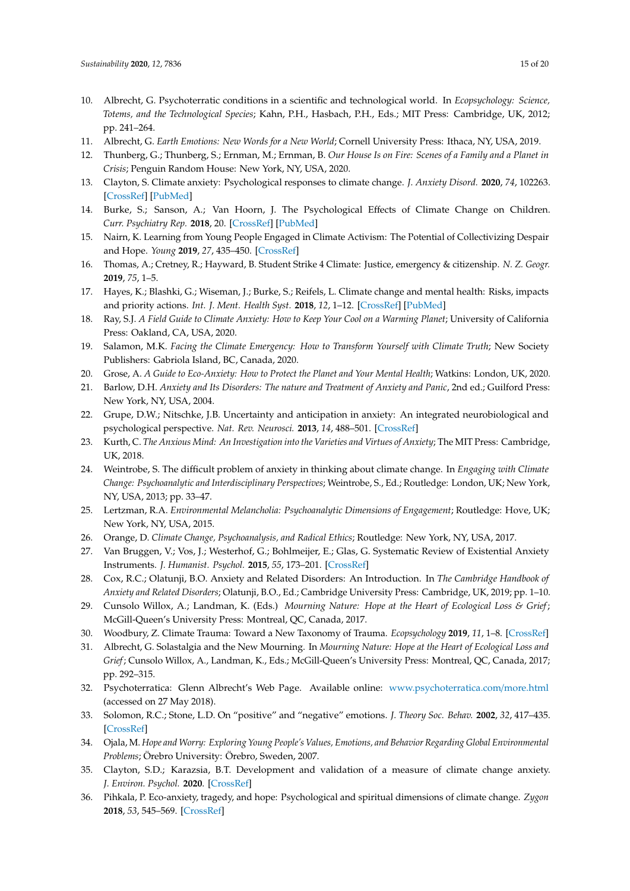10. Albrecht, G. Psychoterratic conditions in a scientific and technological world. In *Ecopsychology: Science, Totems, and the Technological Species*; Kahn, P.H., Hasbach, P.H., Eds.; MIT Press: Cambridge, UK, 2012; pp. 241–264.
11. Albrecht, G. *Earth Emotions: New Words for a New World*; Cornell University Press: Ithaca, NY, USA, 2019.
12. Thunberg, G.; Thunberg, S.; Ernman, M.; Ernman, B. *Our House Is on Fire: Scenes of a Family and a Planet in Crisis*; Penguin Random House: New York, NY, USA, 2020.
13. Clayton, S. Climate anxiety: Psychological responses to climate change. *J. Anxiety Disord.* **2020**, *74*, 102263. [CrossRef] [PubMed]
14. Burke, S.; Sanson, A.; Van Hoorn, J. The Psychological Effects of Climate Change on Children. *Curr. Psychiatry Rep.* **2018**, 20. [CrossRef] [PubMed]
15. Nairn, K. Learning from Young People Engaged in Climate Activism: The Potential of Collectivizing Despair and Hope. *Young* **2019**, *27*, 435–450. [CrossRef]
16. Thomas, A.; Cretney, R.; Hayward, B. Student Strike 4 Climate: Justice, emergency & citizenship. *N. Z. Geogr.* **2019**, *75*, 1–5.
17. Hayes, K.; Blashki, G.; Wiseman, J.; Burke, S.; Reifels, L. Climate change and mental health: Risks, impacts and priority actions. *Int. J. Ment. Health Syst.* **2018**, *12*, 1–12. [CrossRef] [PubMed]
18. Ray, S.J. *A Field Guide to Climate Anxiety: How to Keep Your Cool on a Warming Planet*; University of California Press: Oakland, CA, USA, 2020.
19. Salamon, M.K. *Facing the Climate Emergency: How to Transform Yourself with Climate Truth*; New Society Publishers: Gabriola Island, BC, Canada, 2020.
20. Grose, A. *A Guide to Eco-Anxiety: How to Protect the Planet and Your Mental Health*; Watkins: London, UK, 2020.
21. Barlow, D.H. *Anxiety and Its Disorders: The nature and Treatment of Anxiety and Panic*, 2nd ed.; Guilford Press: New York, NY, USA, 2004.
22. Grupe, D.W.; Nitschke, J.B. Uncertainty and anticipation in anxiety: An integrated neurobiological and psychological perspective. *Nat. Rev. Neurosci.* **2013**, *14*, 488–501. [CrossRef]
23. Kurth, C. *The Anxious Mind: An Investigation into the Varieties and Virtues of Anxiety*; The MIT Press: Cambridge, UK, 2018.
24. Weintrobe, S. The difficult problem of anxiety in thinking about climate change. In *Engaging with Climate Change: Psychoanalytic and Interdisciplinary Perspectives*; Weintrobe, S., Ed.; Routledge: London, UK; New York, NY, USA, 2013; pp. 33–47.
25. Lertzman, R.A. *Environmental Melancholia: Psychoanalytic Dimensions of Engagement*; Routledge: Hove, UK; New York, NY, USA, 2015.
26. Orange, D. *Climate Change, Psychoanalysis, and Radical Ethics*; Routledge: New York, NY, USA, 2017.
27. Van Bruggen, V.; Vos, J.; Westerhof, G.; Bohlmeijer, E.; Glas, G. Systematic Review of Existential Anxiety Instruments. *J. Humanist. Psychol.* **2015**, *55*, 173–201. [CrossRef]
28. Cox, R.C.; Olatunji, B.O. Anxiety and Related Disorders: An Introduction. In *The Cambridge Handbook of Anxiety and Related Disorders*; Olatunji, B.O., Ed.; Cambridge University Press: Cambridge, UK, 2019; pp. 1–10.
29. Cunsolo Willox, A.; Landman, K. (Eds.) *Mourning Nature: Hope at the Heart of Ecological Loss & Grief*; McGill-Queen's University Press: Montreal, QC, Canada, 2017.
30. Woodbury, Z. Climate Trauma: Toward a New Taxonomy of Trauma. *Ecopsychology* **2019**, *11*, 1–8. [CrossRef]
31. Albrecht, G. Solastalgia and the New Mourning. In *Mourning Nature: Hope at the Heart of Ecological Loss and Grief*; Cunsolo Willox, A., Landman, K., Eds.; McGill-Queen's University Press: Montreal, QC, Canada, 2017; pp. 292–315.
32. Psychoterratica: Glenn Albrecht's Web Page. Available online: www.psychoterratica.com/more.html (accessed on 27 May 2018).
33. Solomon, R.C.; Stone, L.D. On "positive" and "negative" emotions. *J. Theory Soc. Behav.* **2002**, *32*, 417–435. [CrossRef]
34. Ojala, M. *Hope and Worry: Exploring Young People's Values, Emotions, and Behavior Regarding Global Environmental Problems*; Örebro University: Örebro, Sweden, 2007.
35. Clayton, S.D.; Karazsia, B.T. Development and validation of a measure of climate change anxiety. *J. Environ. Psychol.* **2020**. [CrossRef]
36. Pihkala, P. Eco-anxiety, tragedy, and hope: Psychological and spiritual dimensions of climate change. *Zygon* **2018**, *53*, 545–569. [CrossRef]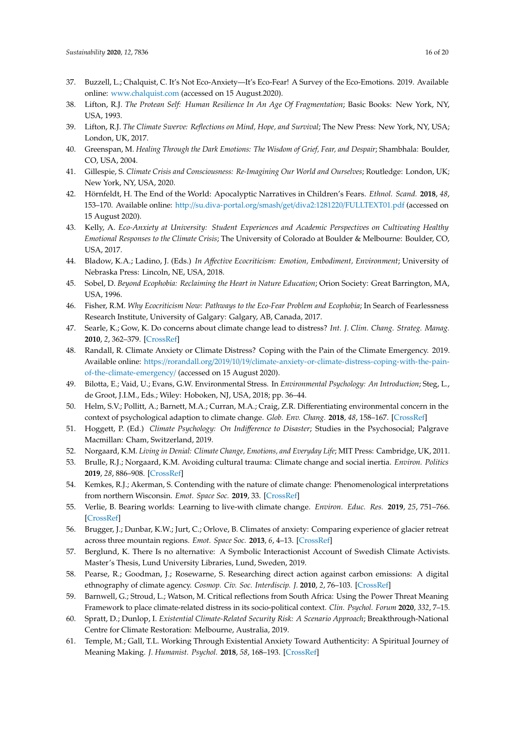37. Buzzell, L.; Chalquist, C. It's Not Eco-Anxiety—It's Eco-Fear! A Survey of the Eco-Emotions. 2019. Available online: www.chalquist.com (accessed on 15 August.2020).
38. Lifton, R.J. *The Protean Self: Human Resilience In An Age Of Fragmentation*; Basic Books: New York, NY, USA, 1993.
39. Lifton, R.J. *The Climate Swerve: Reflections on Mind, Hope, and Survival*; The New Press: New York, NY, USA; London, UK, 2017.
40. Greenspan, M. *Healing Through the Dark Emotions: The Wisdom of Grief, Fear, and Despair*; Shambhala: Boulder, CO, USA, 2004.
41. Gillespie, S. *Climate Crisis and Consciousness: Re-Imagining Our World and Ourselves*; Routledge: London, UK; New York, NY, USA, 2020.
42. Hörnfeldt, H. The End of the World: Apocalyptic Narratives in Children's Fears. *Ethnol. Scand.* **2018**, *48*, 153–170. Available online: http://su.diva-portal.org/smash/get/diva2:1281220/FULLTEXT01.pdf (accessed on 15 August 2020).
43. Kelly, A. *Eco-Anxiety at University: Student Experiences and Academic Perspectives on Cultivating Healthy Emotional Responses to the Climate Crisis*; The University of Colorado at Boulder & Melbourne: Boulder, CO, USA, 2017.
44. Bladow, K.A.; Ladino, J. (Eds.) *In Affective Ecocriticism: Emotion, Embodiment, Environment*; University of Nebraska Press: Lincoln, NE, USA, 2018.
45. Sobel, D. *Beyond Ecophobia: Reclaiming the Heart in Nature Education*; Orion Society: Great Barrington, MA, USA, 1996.
46. Fisher, R.M. *Why Ecocriticism Now: Pathways to the Eco-Fear Problem and Ecophobia*; In Search of Fearlessness Research Institute, University of Galgary: Galgary, AB, Canada, 2017.
47. Searle, K.; Gow, K. Do concerns about climate change lead to distress? *Int. J. Clim. Chang. Strateg. Manag.* **2010**, *2*, 362–379. [CrossRef]
48. Randall, R. Climate Anxiety or Climate Distress? Coping with the Pain of the Climate Emergency. 2019. Available online: https://rorandall.org/2019/10/19/climate-anxiety-or-climate-distress-coping-with-the-pain-of-the-climate-emergency/ (accessed on 15 August 2020).
49. Bilotta, E.; Vaid, U.; Evans, G.W. Environmental Stress. In *Environmental Psychology: An Introduction*; Steg, L., de Groot, J.I.M., Eds.; Wiley: Hoboken, NJ, USA, 2018; pp. 36–44.
50. Helm, S.V.; Pollitt, A.; Barnett, M.A.; Curran, M.A.; Craig, Z.R. Differentiating environmental concern in the context of psychological adaption to climate change. *Glob. Env. Chang.* **2018**, *48*, 158–167. [CrossRef]
51. Hoggett, P. (Ed.) *Climate Psychology: On Indifference to Disaster*; Studies in the Psychosocial; Palgrave Macmillan: Cham, Switzerland, 2019.
52. Norgaard, K.M. *Living in Denial: Climate Change, Emotions, and Everyday Life*; MIT Press: Cambridge, UK, 2011.
53. Brulle, R.J.; Norgaard, K.M. Avoiding cultural trauma: Climate change and social inertia. *Environ. Politics* **2019**, *28*, 886–908. [CrossRef]
54. Kemkes, R.J.; Akerman, S. Contending with the nature of climate change: Phenomenological interpretations from northern Wisconsin. *Emot. Space Soc.* **2019**, 33. [CrossRef]
55. Verlie, B. Bearing worlds: Learning to live-with climate change. *Environ. Educ. Res.* **2019**, *25*, 751–766. [CrossRef]
56. Brugger, J.; Dunbar, K.W.; Jurt, C.; Orlove, B. Climates of anxiety: Comparing experience of glacier retreat across three mountain regions. *Emot. Space Soc.* **2013**, *6*, 4–13. [CrossRef]
57. Berglund, K. There Is no alternative: A Symbolic Interactionist Account of Swedish Climate Activists. Master's Thesis, Lund University Libraries, Lund, Sweden, 2019.
58. Pearse, R.; Goodman, J.; Rosewarne, S. Researching direct action against carbon emissions: A digital ethnography of climate agency. *Cosmop. Civ. Soc. Interdiscip. J.* **2010**, *2*, 76–103. [CrossRef]
59. Barnwell, G.; Stroud, L.; Watson, M. Critical reflections from South Africa: Using the Power Threat Meaning Framework to place climate-related distress in its socio-political context. *Clin. Psychol. Forum* **2020**, *332*, 7–15.
60. Spratt, D.; Dunlop, I. *Existential Climate-Related Security Risk: A Scenario Approach*; Breakthrough-National Centre for Climate Restoration: Melbourne, Australia, 2019.
61. Temple, M.; Gall, T.L. Working Through Existential Anxiety Toward Authenticity: A Spiritual Journey of Meaning Making. *J. Humanist. Psychol.* **2018**, *58*, 168–193. [CrossRef]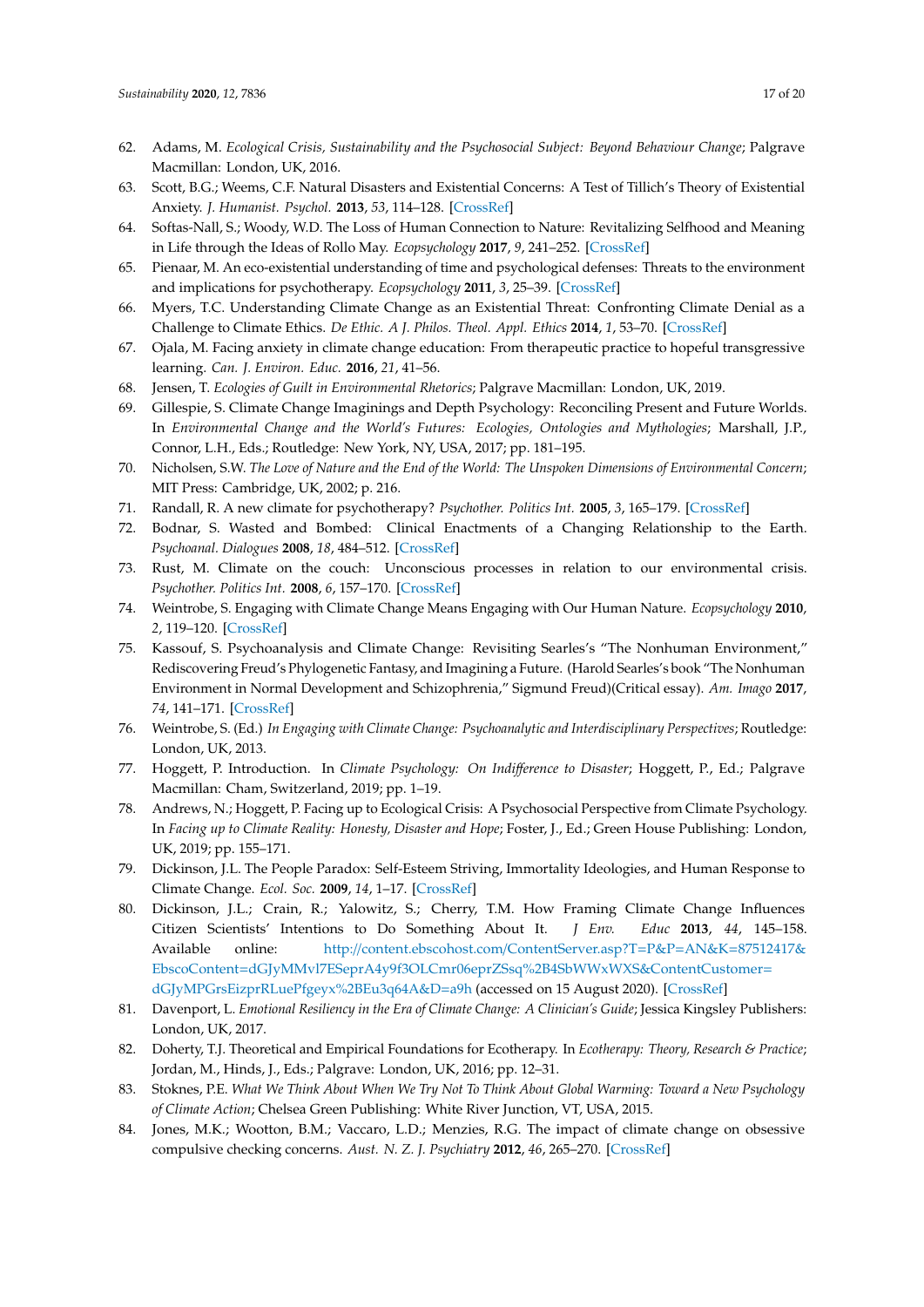62. Adams, M. *Ecological Crisis, Sustainability and the Psychosocial Subject: Beyond Behaviour Change*; Palgrave Macmillan: London, UK, 2016.
63. Scott, B.G.; Weems, C.F. Natural Disasters and Existential Concerns: A Test of Tillich's Theory of Existential Anxiety. *J. Humanist. Psychol.* **2013**, *53*, 114–128. [CrossRef]
64. Softas-Nall, S.; Woody, W.D. The Loss of Human Connection to Nature: Revitalizing Selfhood and Meaning in Life through the Ideas of Rollo May. *Ecopsychology* **2017**, *9*, 241–252. [CrossRef]
65. Pienaar, M. An eco-existential understanding of time and psychological defenses: Threats to the environment and implications for psychotherapy. *Ecopsychology* **2011**, *3*, 25–39. [CrossRef]
66. Myers, T.C. Understanding Climate Change as an Existential Threat: Confronting Climate Denial as a Challenge to Climate Ethics. *De Ethic. A J. Philos. Theol. Appl. Ethics* **2014**, *1*, 53–70. [CrossRef]
67. Ojala, M. Facing anxiety in climate change education: From therapeutic practice to hopeful transgressive learning. *Can. J. Environ. Educ.* **2016**, *21*, 41–56.
68. Jensen, T. *Ecologies of Guilt in Environmental Rhetorics*; Palgrave Macmillan: London, UK, 2019.
69. Gillespie, S. Climate Change Imaginings and Depth Psychology: Reconciling Present and Future Worlds. In *Environmental Change and the World's Futures: Ecologies, Ontologies and Mythologies*; Marshall, J.P., Connor, L.H., Eds.; Routledge: New York, NY, USA, 2017; pp. 181–195.
70. Nicholsen, S.W. *The Love of Nature and the End of the World: The Unspoken Dimensions of Environmental Concern*; MIT Press: Cambridge, UK, 2002; p. 216.
71. Randall, R. A new climate for psychotherapy? *Psychother. Politics Int.* **2005**, *3*, 165–179. [CrossRef]
72. Bodnar, S. Wasted and Bombed: Clinical Enactments of a Changing Relationship to the Earth. *Psychoanal. Dialogues* **2008**, *18*, 484–512. [CrossRef]
73. Rust, M. Climate on the couch: Unconscious processes in relation to our environmental crisis. *Psychother. Politics Int.* **2008**, *6*, 157–170. [CrossRef]
74. Weintrobe, S. Engaging with Climate Change Means Engaging with Our Human Nature. *Ecopsychology* **2010**, *2*, 119–120. [CrossRef]
75. Kassouf, S. Psychoanalysis and Climate Change: Revisiting Searles's "The Nonhuman Environment," Rediscovering Freud's Phylogenetic Fantasy, and Imagining a Future. (Harold Searles's book "The Nonhuman Environment in Normal Development and Schizophrenia," Sigmund Freud)(Critical essay). *Am. Imago* **2017**, *74*, 141–171. [CrossRef]
76. Weintrobe, S. (Ed.) *In Engaging with Climate Change: Psychoanalytic and Interdisciplinary Perspectives*; Routledge: London, UK, 2013.
77. Hoggett, P. Introduction. In *Climate Psychology: On Indifference to Disaster*; Hoggett, P., Ed.; Palgrave Macmillan: Cham, Switzerland, 2019; pp. 1–19.
78. Andrews, N.; Hoggett, P. Facing up to Ecological Crisis: A Psychosocial Perspective from Climate Psychology. In *Facing up to Climate Reality: Honesty, Disaster and Hope*; Foster, J., Ed.; Green House Publishing: London, UK, 2019; pp. 155–171.
79. Dickinson, J.L. The People Paradox: Self-Esteem Striving, Immortality Ideologies, and Human Response to Climate Change. *Ecol. Soc.* **2009**, *14*, 1–17. [CrossRef]
80. Dickinson, J.L.; Crain, R.; Yalowitz, S.; Cherry, T.M. How Framing Climate Change Influences Citizen Scientists' Intentions to Do Something About It. *J Env. Educ* **2013**, *44*, 145–158. Available online: http://content.ebscohost.com/ContentServer.asp?T=P&P=AN&K=87512417&EbscoContent=dGJyMMvl7ESeprA4y9f3OLCmr06eprZSsq%2B4SbWWxWXS&ContentCustomer=dGJyMPGrsEizprRLuePfgeyx%2BEu3q64A&D=a9h (accessed on 15 August 2020). [CrossRef]
81. Davenport, L. *Emotional Resiliency in the Era of Climate Change: A Clinician's Guide*; Jessica Kingsley Publishers: London, UK, 2017.
82. Doherty, T.J. Theoretical and Empirical Foundations for Ecotherapy. In *Ecotherapy: Theory, Research & Practice*; Jordan, M., Hinds, J., Eds.; Palgrave: London, UK, 2016; pp. 12–31.
83. Stoknes, P.E. *What We Think About When We Try Not To Think About Global Warming: Toward a New Psychology of Climate Action*; Chelsea Green Publishing: White River Junction, VT, USA, 2015.
84. Jones, M.K.; Wootton, B.M.; Vaccaro, L.D.; Menzies, R.G. The impact of climate change on obsessive compulsive checking concerns. *Aust. N. Z. J. Psychiatry* **2012**, *46*, 265–270. [CrossRef]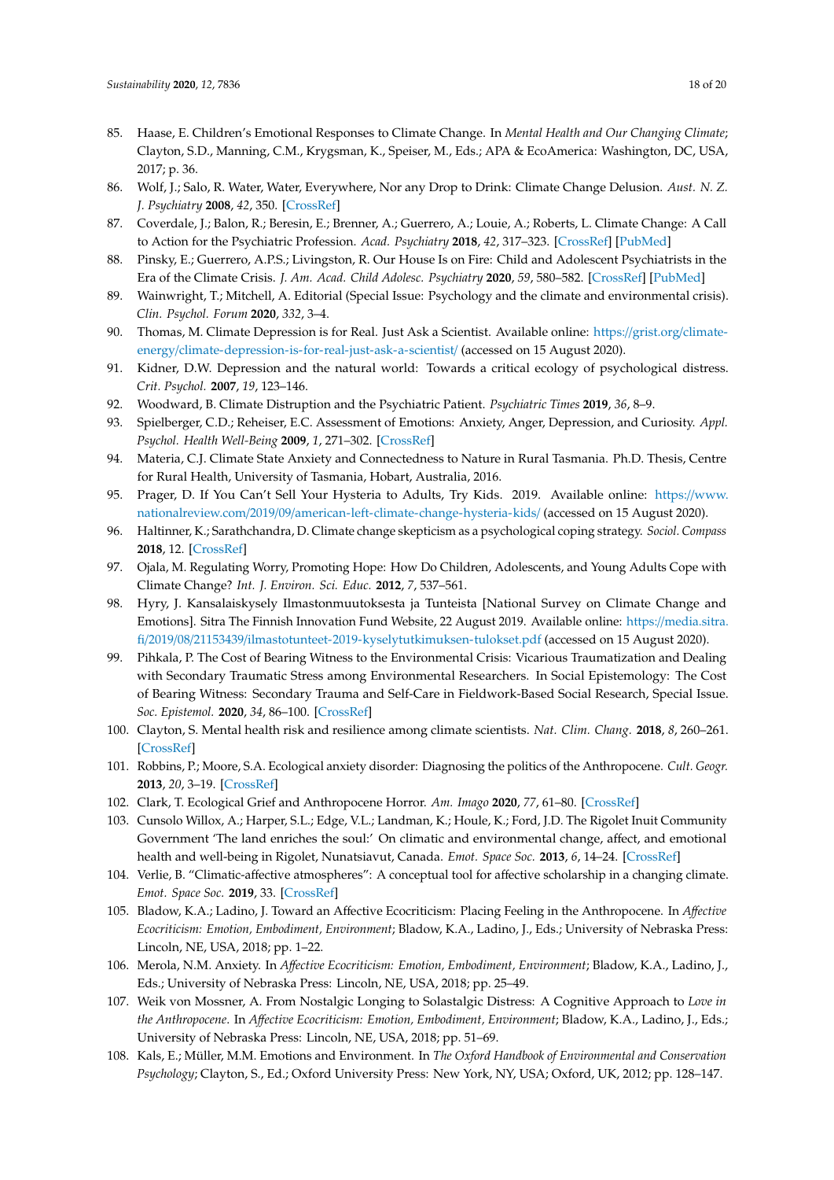85. Haase, E. Children's Emotional Responses to Climate Change. In *Mental Health and Our Changing Climate*; Clayton, S.D., Manning, C.M., Krygsman, K., Speiser, M., Eds.; APA & EcoAmerica: Washington, DC, USA, 2017; p. 36.
86. Wolf, J.; Salo, R. Water, Water, Everywhere, Nor any Drop to Drink: Climate Change Delusion. *Aust. N. Z. J. Psychiatry* **2008**, *42*, 350. [CrossRef]
87. Coverdale, J.; Balon, R.; Beresin, E.; Brenner, A.; Guerrero, A.; Louie, A.; Roberts, L. Climate Change: A Call to Action for the Psychiatric Profession. *Acad. Psychiatry* **2018**, *42*, 317–323. [CrossRef] [PubMed]
88. Pinsky, E.; Guerrero, A.P.S.; Livingston, R. Our House Is on Fire: Child and Adolescent Psychiatrists in the Era of the Climate Crisis. *J. Am. Acad. Child Adolesc. Psychiatry* **2020**, *59*, 580–582. [CrossRef] [PubMed]
89. Wainwright, T.; Mitchell, A. Editorial (Special Issue: Psychology and the climate and environmental crisis). *Clin. Psychol. Forum* **2020**, *332*, 3–4.
90. Thomas, M. Climate Depression is for Real. Just Ask a Scientist. Available online: https://grist.org/climate-energy/climate-depression-is-for-real-just-ask-a-scientist/ (accessed on 15 August 2020).
91. Kidner, D.W. Depression and the natural world: Towards a critical ecology of psychological distress. *Crit. Psychol.* **2007**, *19*, 123–146.
92. Woodward, B. Climate Distruption and the Psychiatric Patient. *Psychiatric Times* **2019**, *36*, 8–9.
93. Spielberger, C.D.; Reheiser, E.C. Assessment of Emotions: Anxiety, Anger, Depression, and Curiosity. *Appl. Psychol. Health Well-Being* **2009**, *1*, 271–302. [CrossRef]
94. Materia, C.J. Climate State Anxiety and Connectedness to Nature in Rural Tasmania. Ph.D. Thesis, Centre for Rural Health, University of Tasmania, Hobart, Australia, 2016.
95. Prager, D. If You Can't Sell Your Hysteria to Adults, Try Kids. 2019. Available online: https://www.nationalreview.com/2019/09/american-left-climate-change-hysteria-kids/ (accessed on 15 August 2020).
96. Haltinner, K.; Sarathchandra, D. Climate change skepticism as a psychological coping strategy. *Sociol. Compass* **2018**, 12. [CrossRef]
97. Ojala, M. Regulating Worry, Promoting Hope: How Do Children, Adolescents, and Young Adults Cope with Climate Change? *Int. J. Environ. Sci. Educ.* **2012**, *7*, 537–561.
98. Hyry, J. Kansalaiskysely Ilmastonmuutoksesta ja Tunteista [National Survey on Climate Change and Emotions]. Sitra The Finnish Innovation Fund Website, 22 August 2019. Available online: https://media.sitra.fi/2019/08/21153439/ilmastotunteet-2019-kyselytutkimuksen-tulokset.pdf (accessed on 15 August 2020).
99. Pihkala, P. The Cost of Bearing Witness to the Environmental Crisis: Vicarious Traumatization and Dealing with Secondary Traumatic Stress among Environmental Researchers. In Social Epistemology: The Cost of Bearing Witness: Secondary Trauma and Self-Care in Fieldwork-Based Social Research, Special Issue. *Soc. Epistemol.* **2020**, *34*, 86–100. [CrossRef]
100. Clayton, S. Mental health risk and resilience among climate scientists. *Nat. Clim. Chang.* **2018**, *8*, 260–261. [CrossRef]
101. Robbins, P.; Moore, S.A. Ecological anxiety disorder: Diagnosing the politics of the Anthropocene. *Cult. Geogr.* **2013**, *20*, 3–19. [CrossRef]
102. Clark, T. Ecological Grief and Anthropocene Horror. *Am. Imago* **2020**, *77*, 61–80. [CrossRef]
103. Cunsolo Willox, A.; Harper, S.L.; Edge, V.L.; Landman, K.; Houle, K.; Ford, J.D. The Rigolet Inuit Community Government 'The land enriches the soul:' On climatic and environmental change, affect, and emotional health and well-being in Rigolet, Nunatsiavut, Canada. *Emot. Space Soc.* **2013**, *6*, 14–24. [CrossRef]
104. Verlie, B. "Climatic-affective atmospheres": A conceptual tool for affective scholarship in a changing climate. *Emot. Space Soc.* **2019**, 33. [CrossRef]
105. Bladow, K.A.; Ladino, J. Toward an Affective Ecocriticism: Placing Feeling in the Anthropocene. In *Affective Ecocriticism: Emotion, Embodiment, Environment*; Bladow, K.A., Ladino, J., Eds.; University of Nebraska Press: Lincoln, NE, USA, 2018; pp. 1–22.
106. Merola, N.M. Anxiety. In *Affective Ecocriticism: Emotion, Embodiment, Environment*; Bladow, K.A., Ladino, J., Eds.; University of Nebraska Press: Lincoln, NE, USA, 2018; pp. 25–49.
107. Weik von Mossner, A. From Nostalgic Longing to Solastalgic Distress: A Cognitive Approach to *Love in the Anthropocene*. In *Affective Ecocriticism: Emotion, Embodiment, Environment*; Bladow, K.A., Ladino, J., Eds.; University of Nebraska Press: Lincoln, NE, USA, 2018; pp. 51–69.
108. Kals, E.; Müller, M.M. Emotions and Environment. In *The Oxford Handbook of Environmental and Conservation Psychology*; Clayton, S., Ed.; Oxford University Press: New York, NY, USA; Oxford, UK, 2012; pp. 128–147.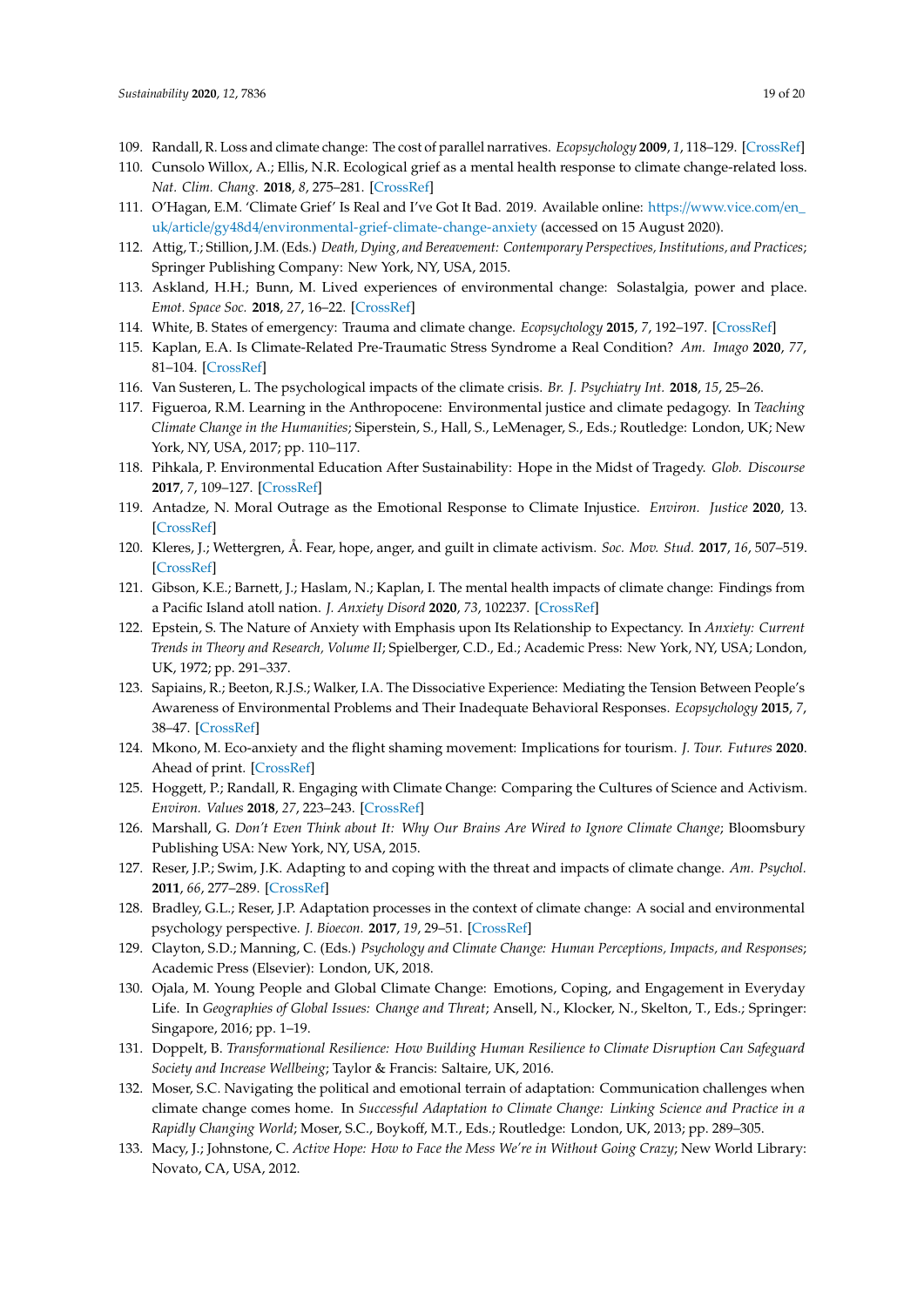109. Randall, R. Loss and climate change: The cost of parallel narratives. *Ecopsychology* **2009**, *1*, 118–129. [CrossRef]
110. Cunsolo Willox, A.; Ellis, N.R. Ecological grief as a mental health response to climate change-related loss. *Nat. Clim. Chang.* **2018**, *8*, 275–281. [CrossRef]
111. O'Hagan, E.M. 'Climate Grief' Is Real and I've Got It Bad. 2019. Available online: https://www.vice.com/en_uk/article/gy48d4/environmental-grief-climate-change-anxiety (accessed on 15 August 2020).
112. Attig, T.; Stillion, J.M. (Eds.) *Death, Dying, and Bereavement: Contemporary Perspectives, Institutions, and Practices*; Springer Publishing Company: New York, NY, USA, 2015.
113. Askland, H.H.; Bunn, M. Lived experiences of environmental change: Solastalgia, power and place. *Emot. Space Soc.* **2018**, *27*, 16–22. [CrossRef]
114. White, B. States of emergency: Trauma and climate change. *Ecopsychology* **2015**, *7*, 192–197. [CrossRef]
115. Kaplan, E.A. Is Climate-Related Pre-Traumatic Stress Syndrome a Real Condition? *Am. Imago* **2020**, *77*, 81–104. [CrossRef]
116. Van Susteren, L. The psychological impacts of the climate crisis. *Br. J. Psychiatry Int.* **2018**, *15*, 25–26.
117. Figueroa, R.M. Learning in the Anthropocene: Environmental justice and climate pedagogy. In *Teaching Climate Change in the Humanities*; Siperstein, S., Hall, S., LeMenager, S., Eds.; Routledge: London, UK; New York, NY, USA, 2017; pp. 110–117.
118. Pihkala, P. Environmental Education After Sustainability: Hope in the Midst of Tragedy. *Glob. Discourse* **2017**, *7*, 109–127. [CrossRef]
119. Antadze, N. Moral Outrage as the Emotional Response to Climate Injustice. *Environ. Justice* **2020**, 13. [CrossRef]
120. Kleres, J.; Wettergren, Å. Fear, hope, anger, and guilt in climate activism. *Soc. Mov. Stud.* **2017**, *16*, 507–519. [CrossRef]
121. Gibson, K.E.; Barnett, J.; Haslam, N.; Kaplan, I. The mental health impacts of climate change: Findings from a Pacific Island atoll nation. *J. Anxiety Disord* **2020**, *73*, 102237. [CrossRef]
122. Epstein, S. The Nature of Anxiety with Emphasis upon Its Relationship to Expectancy. In *Anxiety: Current Trends in Theory and Research, Volume II*; Spielberger, C.D., Ed.; Academic Press: New York, NY, USA; London, UK, 1972; pp. 291–337.
123. Sapiains, R.; Beeton, R.J.S.; Walker, I.A. The Dissociative Experience: Mediating the Tension Between People's Awareness of Environmental Problems and Their Inadequate Behavioral Responses. *Ecopsychology* **2015**, *7*, 38–47. [CrossRef]
124. Mkono, M. Eco-anxiety and the flight shaming movement: Implications for tourism. *J. Tour. Futures* **2020**. Ahead of print. [CrossRef]
125. Hoggett, P.; Randall, R. Engaging with Climate Change: Comparing the Cultures of Science and Activism. *Environ. Values* **2018**, *27*, 223–243. [CrossRef]
126. Marshall, G. *Don't Even Think about It: Why Our Brains Are Wired to Ignore Climate Change*; Bloomsbury Publishing USA: New York, NY, USA, 2015.
127. Reser, J.P.; Swim, J.K. Adapting to and coping with the threat and impacts of climate change. *Am. Psychol.* **2011**, *66*, 277–289. [CrossRef]
128. Bradley, G.L.; Reser, J.P. Adaptation processes in the context of climate change: A social and environmental psychology perspective. *J. Bioecon.* **2017**, *19*, 29–51. [CrossRef]
129. Clayton, S.D.; Manning, C. (Eds.) *Psychology and Climate Change: Human Perceptions, Impacts, and Responses*; Academic Press (Elsevier): London, UK, 2018.
130. Ojala, M. Young People and Global Climate Change: Emotions, Coping, and Engagement in Everyday Life. In *Geographies of Global Issues: Change and Threat*; Ansell, N., Klocker, N., Skelton, T., Eds.; Springer: Singapore, 2016; pp. 1–19.
131. Doppelt, B. *Transformational Resilience: How Building Human Resilience to Climate Disruption Can Safeguard Society and Increase Wellbeing*; Taylor & Francis: Saltaire, UK, 2016.
132. Moser, S.C. Navigating the political and emotional terrain of adaptation: Communication challenges when climate change comes home. In *Successful Adaptation to Climate Change: Linking Science and Practice in a Rapidly Changing World*; Moser, S.C., Boykoff, M.T., Eds.; Routledge: London, UK, 2013; pp. 289–305.
133. Macy, J.; Johnstone, C. *Active Hope: How to Face the Mess We're in Without Going Crazy*; New World Library: Novato, CA, USA, 2012.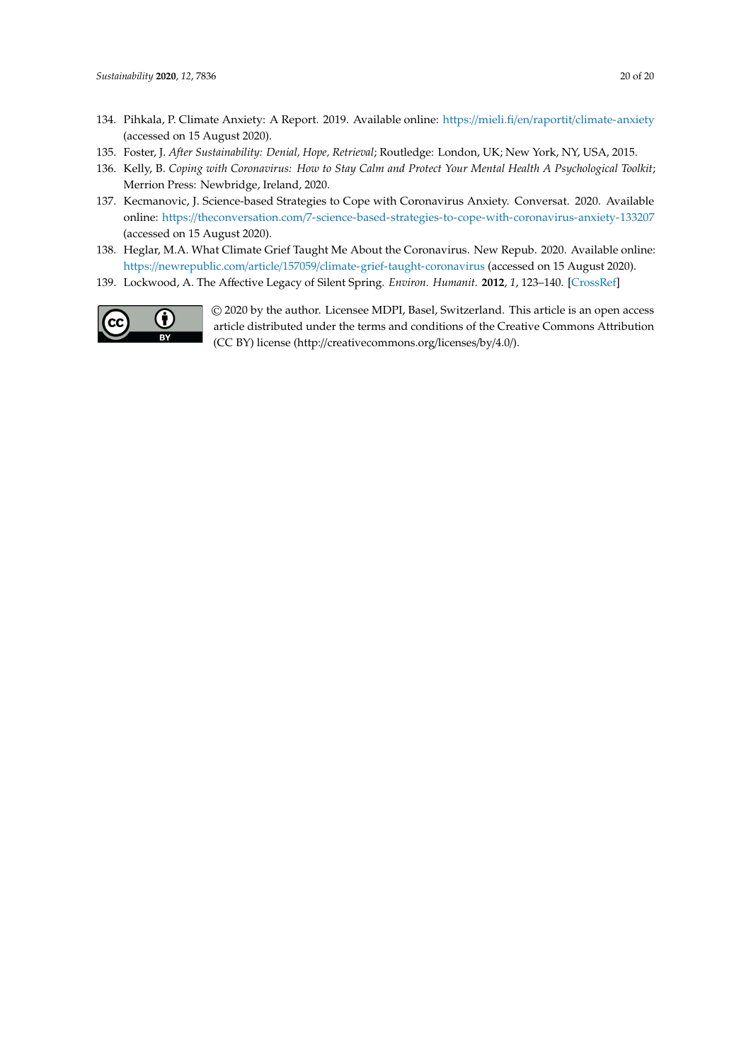134. Pihkala, P. Climate Anxiety: A Report. 2019. Available online: https://mieli.fi/en/raportit/climate-anxiety (accessed on 15 August 2020).
135. Foster, J. *After Sustainability: Denial, Hope, Retrieval*; Routledge: London, UK; New York, NY, USA, 2015.
136. Kelly, B. *Coping with Coronavirus: How to Stay Calm and Protect Your Mental Health A Psychological Toolkit*; Merrion Press: Newbridge, Ireland, 2020.
137. Kecmanovic, J. Science-based Strategies to Cope with Coronavirus Anxiety. Conversat. 2020. Available online: https://theconversation.com/7-science-based-strategies-to-cope-with-coronavirus-anxiety-133207 (accessed on 15 August 2020).
138. Heglar, M.A. What Climate Grief Taught Me About the Coronavirus. New Repub. 2020. Available online: https://newrepublic.com/article/157059/climate-grief-taught-coronavirus (accessed on 15 August 2020).
139. Lockwood, A. The Affective Legacy of Silent Spring. *Environ. Humanit.* **2012**, *1*, 123–140. [CrossRef]

© 2020 by the author. Licensee MDPI, Basel, Switzerland. This article is an open access article distributed under the terms and conditions of the Creative Commons Attribution (CC BY) license (http://creativecommons.org/licenses/by/4.0/).